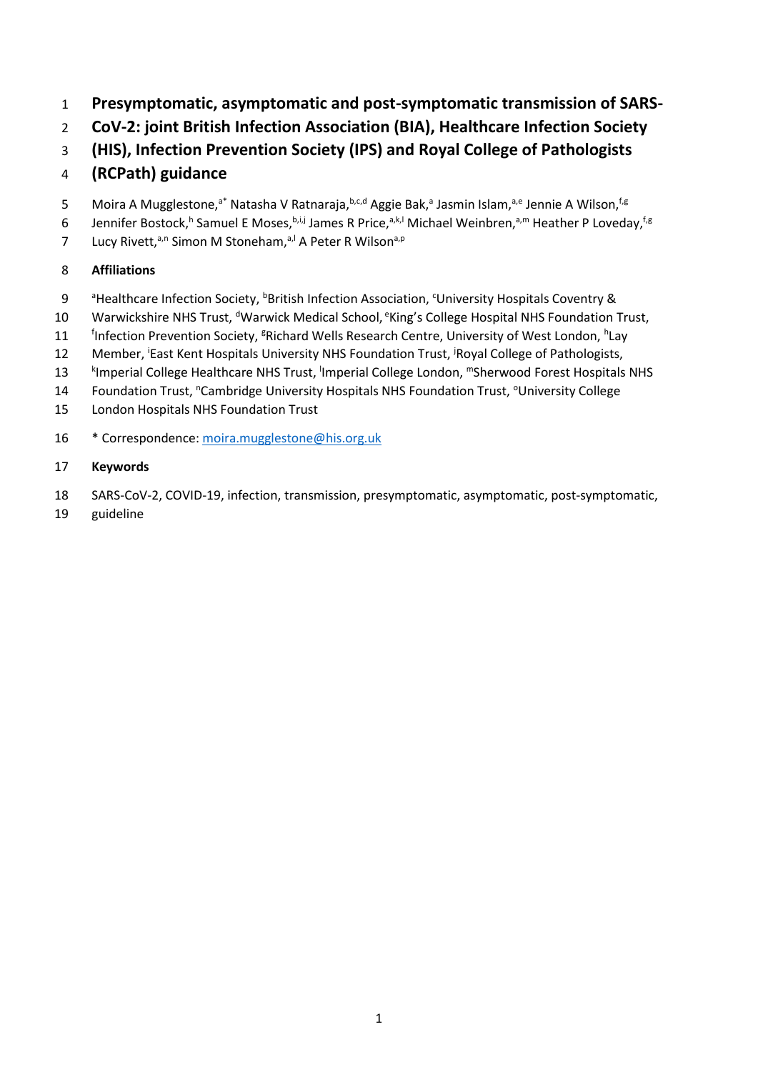# Presymptomatic, asymptomatic and post-symptomatic transmission of SARS-CoV-2: joint British Infection Association (BIA), Healthcare Infection Society (HIS), Infection Prevention Society (IPS) and Royal College of Pathologists (RCPath) guidance

Moira A Mugglestone,[a*] Natasha V Ratnaraja,[b,c,d] Aggie Bak,[a] Jasmin Islam,[a,e] Jennie A Wilson,[f,g] Jennifer Bostock,[h] Samuel E Moses,[b,i,j] James R Price,[a,k,l] Michael Weinbren,[a,m] Heather P Loveday,[f,g] Lucy Rivett,[a,n] Simon M Stoneham,[a,l] A Peter R Wilson[a,p]

**Affiliations**

[a]Healthcare Infection Society, [b]British Infection Association, [c]University Hospitals Coventry & Warwickshire NHS Trust, [d]Warwick Medical School, [e]King's College Hospital NHS Foundation Trust, [f]Infection Prevention Society, [g]Richard Wells Research Centre, University of West London, [h]Lay Member, [i]East Kent Hospitals University NHS Foundation Trust, [j]Royal College of Pathologists, [k]Imperial College Healthcare NHS Trust, [l]Imperial College London, [m]Sherwood Forest Hospitals NHS Foundation Trust, [n]Cambridge University Hospitals NHS Foundation Trust, [o]University College London Hospitals NHS Foundation Trust

* Correspondence: moira.mugglestone@his.org.uk

**Keywords**

SARS-CoV-2, COVID-19, infection, transmission, presymptomatic, asymptomatic, post-symptomatic, guideline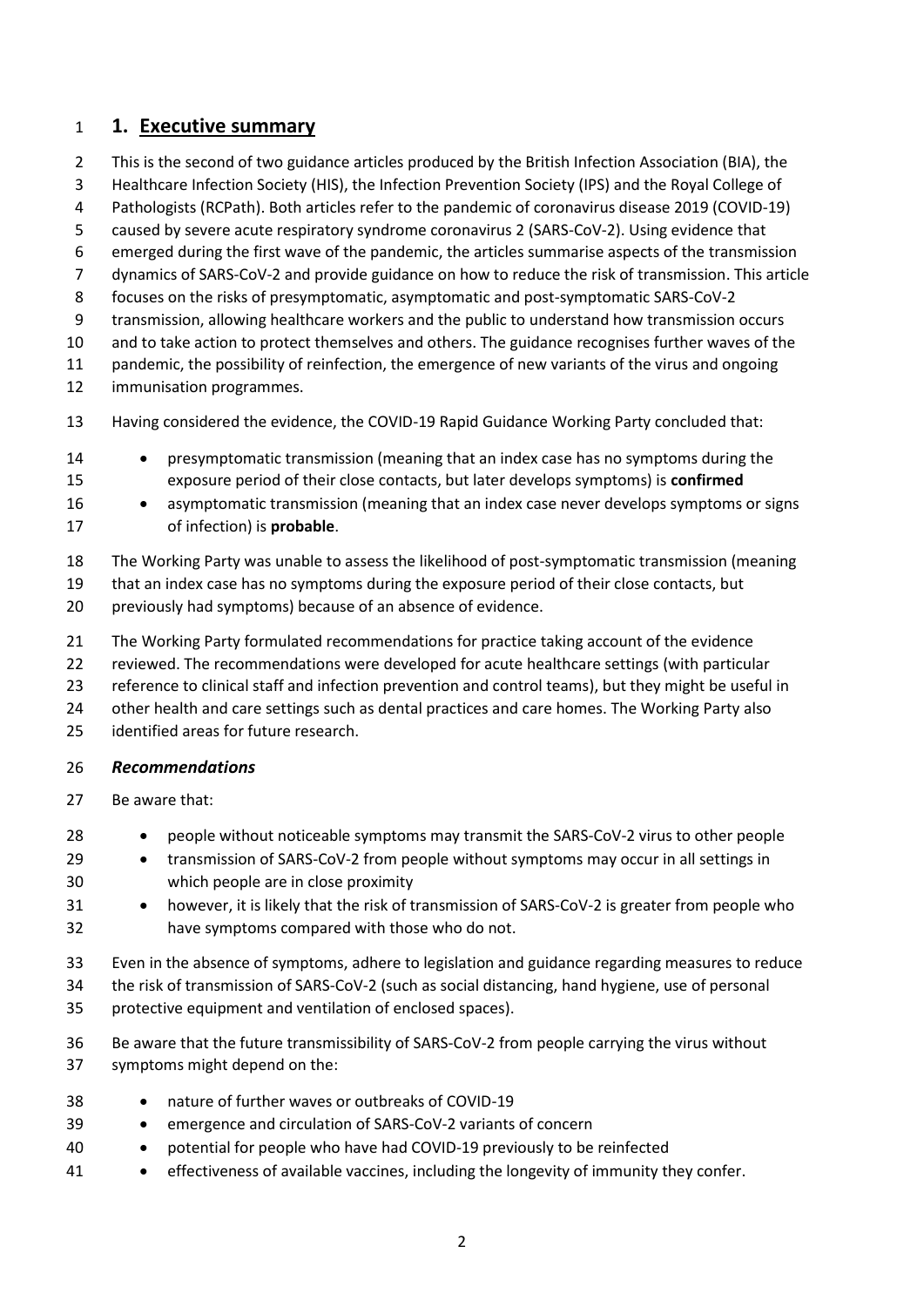# 1. Executive summary

This is the second of two guidance articles produced by the British Infection Association (BIA), the Healthcare Infection Society (HIS), the Infection Prevention Society (IPS) and the Royal College of Pathologists (RCPath). Both articles refer to the pandemic of coronavirus disease 2019 (COVID-19) caused by severe acute respiratory syndrome coronavirus 2 (SARS-CoV-2). Using evidence that emerged during the first wave of the pandemic, the articles summarise aspects of the transmission dynamics of SARS-CoV-2 and provide guidance on how to reduce the risk of transmission. This article focuses on the risks of presymptomatic, asymptomatic and post-symptomatic SARS-CoV-2 transmission, allowing healthcare workers and the public to understand how transmission occurs and to take action to protect themselves and others. The guidance recognises further waves of the pandemic, the possibility of reinfection, the emergence of new variants of the virus and ongoing immunisation programmes.

Having considered the evidence, the COVID-19 Rapid Guidance Working Party concluded that:

- presymptomatic transmission (meaning that an index case has no symptoms during the exposure period of their close contacts, but later develops symptoms) is **confirmed**
- asymptomatic transmission (meaning that an index case never develops symptoms or signs of infection) is **probable**.

The Working Party was unable to assess the likelihood of post-symptomatic transmission (meaning that an index case has no symptoms during the exposure period of their close contacts, but previously had symptoms) because of an absence of evidence.

The Working Party formulated recommendations for practice taking account of the evidence reviewed. The recommendations were developed for acute healthcare settings (with particular reference to clinical staff and infection prevention and control teams), but they might be useful in other health and care settings such as dental practices and care homes. The Working Party also identified areas for future research.

### *Recommendations*

Be aware that:

- people without noticeable symptoms may transmit the SARS-CoV-2 virus to other people
- transmission of SARS-CoV-2 from people without symptoms may occur in all settings in which people are in close proximity
- however, it is likely that the risk of transmission of SARS-CoV-2 is greater from people who have symptoms compared with those who do not.

Even in the absence of symptoms, adhere to legislation and guidance regarding measures to reduce the risk of transmission of SARS-CoV-2 (such as social distancing, hand hygiene, use of personal protective equipment and ventilation of enclosed spaces).

Be aware that the future transmissibility of SARS-CoV-2 from people carrying the virus without symptoms might depend on the:

- nature of further waves or outbreaks of COVID-19
- emergence and circulation of SARS-CoV-2 variants of concern
- potential for people who have had COVID-19 previously to be reinfected
- effectiveness of available vaccines, including the longevity of immunity they confer.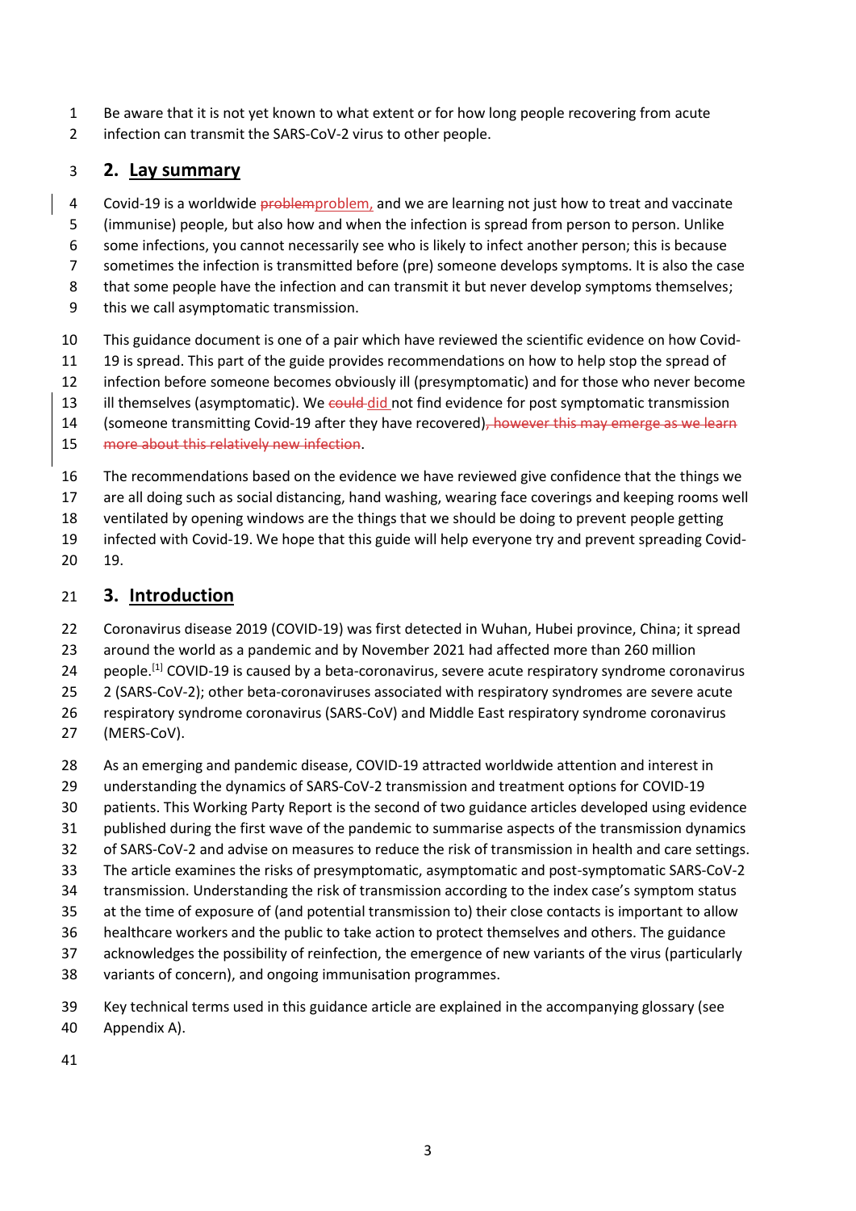Be aware that it is not yet known to what extent or for how long people recovering from acute infection can transmit the SARS-CoV-2 virus to other people.

## 2. Lay summary

Covid-19 is a worldwide ~~problem~~problem, and we are learning not just how to treat and vaccinate (immunise) people, but also how and when the infection is spread from person to person. Unlike some infections, you cannot necessarily see who is likely to infect another person; this is because sometimes the infection is transmitted before (pre) someone develops symptoms. It is also the case that some people have the infection and can transmit it but never develop symptoms themselves; this we call asymptomatic transmission.

This guidance document is one of a pair which have reviewed the scientific evidence on how Covid-19 is spread. This part of the guide provides recommendations on how to help stop the spread of infection before someone becomes obviously ill (presymptomatic) and for those who never become ill themselves (asymptomatic). We ~~could~~ did not find evidence for post symptomatic transmission (someone transmitting Covid-19 after they have recovered)~~, however this may emerge as we learn more about this relatively new infection~~.

The recommendations based on the evidence we have reviewed give confidence that the things we are all doing such as social distancing, hand washing, wearing face coverings and keeping rooms well ventilated by opening windows are the things that we should be doing to prevent people getting infected with Covid-19. We hope that this guide will help everyone try and prevent spreading Covid-19.

## 3. Introduction

Coronavirus disease 2019 (COVID-19) was first detected in Wuhan, Hubei province, China; it spread around the world as a pandemic and by November 2021 had affected more than 260 million people.[1] COVID-19 is caused by a beta-coronavirus, severe acute respiratory syndrome coronavirus 2 (SARS-CoV-2); other beta-coronaviruses associated with respiratory syndromes are severe acute respiratory syndrome coronavirus (SARS-CoV) and Middle East respiratory syndrome coronavirus (MERS-CoV).

As an emerging and pandemic disease, COVID-19 attracted worldwide attention and interest in understanding the dynamics of SARS-CoV-2 transmission and treatment options for COVID-19 patients. This Working Party Report is the second of two guidance articles developed using evidence published during the first wave of the pandemic to summarise aspects of the transmission dynamics of SARS-CoV-2 and advise on measures to reduce the risk of transmission in health and care settings. The article examines the risks of presymptomatic, asymptomatic and post-symptomatic SARS-CoV-2 transmission. Understanding the risk of transmission according to the index case's symptom status at the time of exposure of (and potential transmission to) their close contacts is important to allow healthcare workers and the public to take action to protect themselves and others. The guidance acknowledges the possibility of reinfection, the emergence of new variants of the virus (particularly variants of concern), and ongoing immunisation programmes.

Key technical terms used in this guidance article are explained in the accompanying glossary (see Appendix A).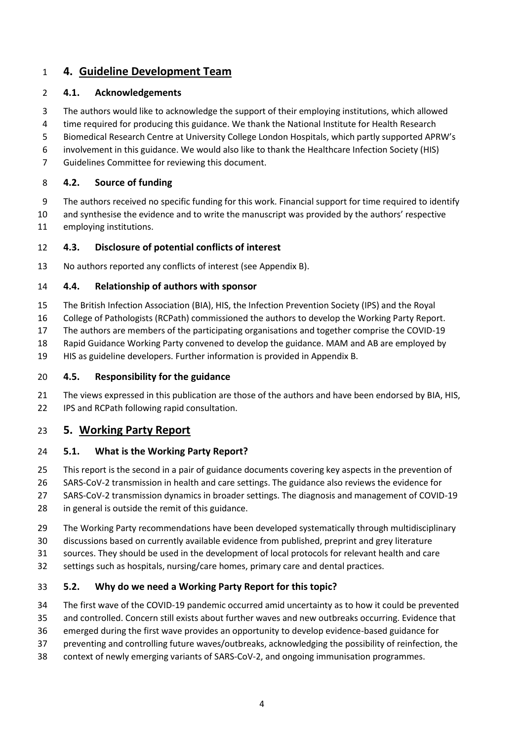## 4. Guideline Development Team

### 4.1. Acknowledgements

The authors would like to acknowledge the support of their employing institutions, which allowed time required for producing this guidance. We thank the National Institute for Health Research Biomedical Research Centre at University College London Hospitals, which partly supported APRW's involvement in this guidance. We would also like to thank the Healthcare Infection Society (HIS) Guidelines Committee for reviewing this document.

### 4.2. Source of funding

The authors received no specific funding for this work. Financial support for time required to identify and synthesise the evidence and to write the manuscript was provided by the authors' respective employing institutions.

### 4.3. Disclosure of potential conflicts of interest

No authors reported any conflicts of interest (see Appendix B).

### 4.4. Relationship of authors with sponsor

The British Infection Association (BIA), HIS, the Infection Prevention Society (IPS) and the Royal College of Pathologists (RCPath) commissioned the authors to develop the Working Party Report. The authors are members of the participating organisations and together comprise the COVID-19 Rapid Guidance Working Party convened to develop the guidance. MAM and AB are employed by HIS as guideline developers. Further information is provided in Appendix B.

### 4.5. Responsibility for the guidance

The views expressed in this publication are those of the authors and have been endorsed by BIA, HIS, IPS and RCPath following rapid consultation.

## 5. Working Party Report

### 5.1. What is the Working Party Report?

This report is the second in a pair of guidance documents covering key aspects in the prevention of SARS-CoV-2 transmission in health and care settings. The guidance also reviews the evidence for SARS-CoV-2 transmission dynamics in broader settings. The diagnosis and management of COVID-19 in general is outside the remit of this guidance.

The Working Party recommendations have been developed systematically through multidisciplinary discussions based on currently available evidence from published, preprint and grey literature sources. They should be used in the development of local protocols for relevant health and care settings such as hospitals, nursing/care homes, primary care and dental practices.

### 5.2. Why do we need a Working Party Report for this topic?

The first wave of the COVID-19 pandemic occurred amid uncertainty as to how it could be prevented and controlled. Concern still exists about further waves and new outbreaks occurring. Evidence that emerged during the first wave provides an opportunity to develop evidence-based guidance for preventing and controlling future waves/outbreaks, acknowledging the possibility of reinfection, the context of newly emerging variants of SARS-CoV-2, and ongoing immunisation programmes.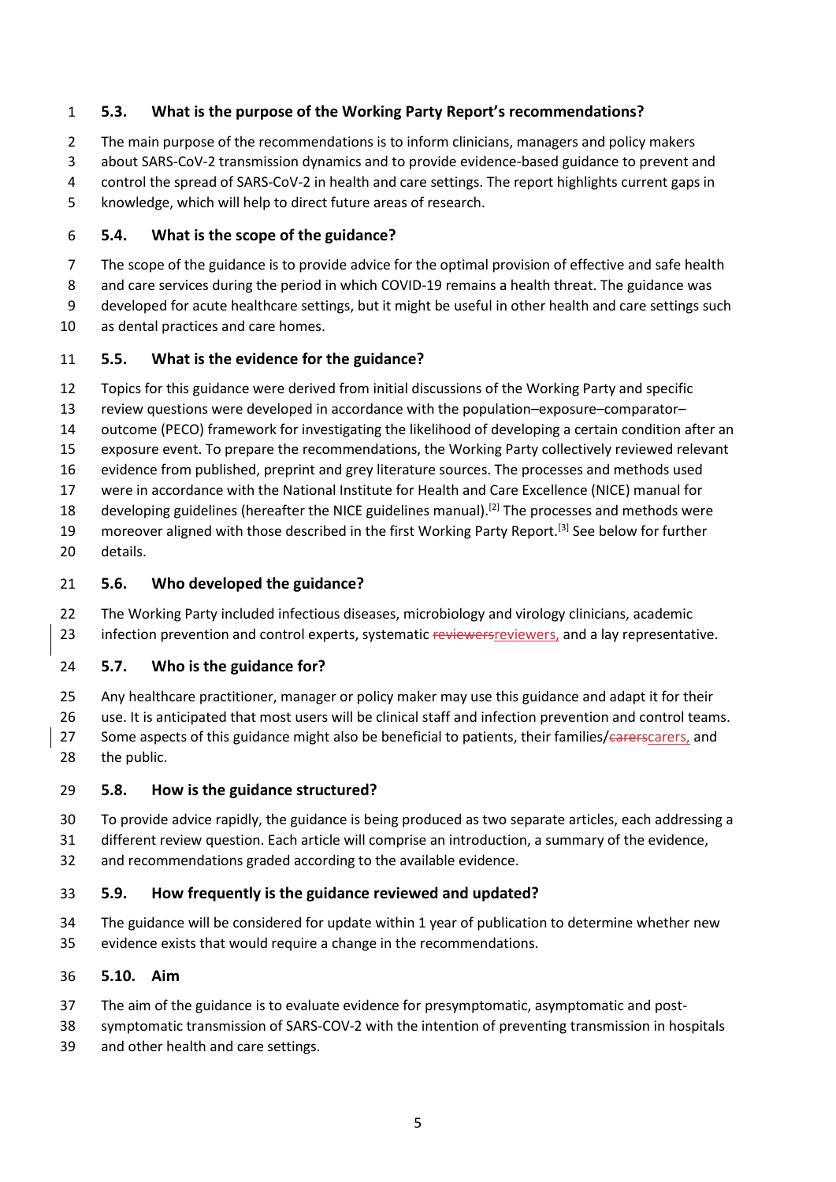### 5.3. What is the purpose of the Working Party Report's recommendations?

The main purpose of the recommendations is to inform clinicians, managers and policy makers about SARS-CoV-2 transmission dynamics and to provide evidence-based guidance to prevent and control the spread of SARS-CoV-2 in health and care settings. The report highlights current gaps in knowledge, which will help to direct future areas of research.

### 5.4. What is the scope of the guidance?

The scope of the guidance is to provide advice for the optimal provision of effective and safe health and care services during the period in which COVID-19 remains a health threat. The guidance was developed for acute healthcare settings, but it might be useful in other health and care settings such as dental practices and care homes.

### 5.5. What is the evidence for the guidance?

Topics for this guidance were derived from initial discussions of the Working Party and specific review questions were developed in accordance with the population–exposure–comparator–outcome (PECO) framework for investigating the likelihood of developing a certain condition after an exposure event. To prepare the recommendations, the Working Party collectively reviewed relevant evidence from published, preprint and grey literature sources. The processes and methods used were in accordance with the National Institute for Health and Care Excellence (NICE) manual for developing guidelines (hereafter the NICE guidelines manual).[2] The processes and methods were moreover aligned with those described in the first Working Party Report.[3] See below for further details.

### 5.6. Who developed the guidance?

The Working Party included infectious diseases, microbiology and virology clinicians, academic infection prevention and control experts, systematic ~~reviewers~~reviewers, and a lay representative.

### 5.7. Who is the guidance for?

Any healthcare practitioner, manager or policy maker may use this guidance and adapt it for their use. It is anticipated that most users will be clinical staff and infection prevention and control teams. Some aspects of this guidance might also be beneficial to patients, their families/~~carers~~carers, and the public.

### 5.8. How is the guidance structured?

To provide advice rapidly, the guidance is being produced as two separate articles, each addressing a different review question. Each article will comprise an introduction, a summary of the evidence, and recommendations graded according to the available evidence.

### 5.9. How frequently is the guidance reviewed and updated?

The guidance will be considered for update within 1 year of publication to determine whether new evidence exists that would require a change in the recommendations.

### 5.10. Aim

The aim of the guidance is to evaluate evidence for presymptomatic, asymptomatic and post-symptomatic transmission of SARS-COV-2 with the intention of preventing transmission in hospitals and other health and care settings.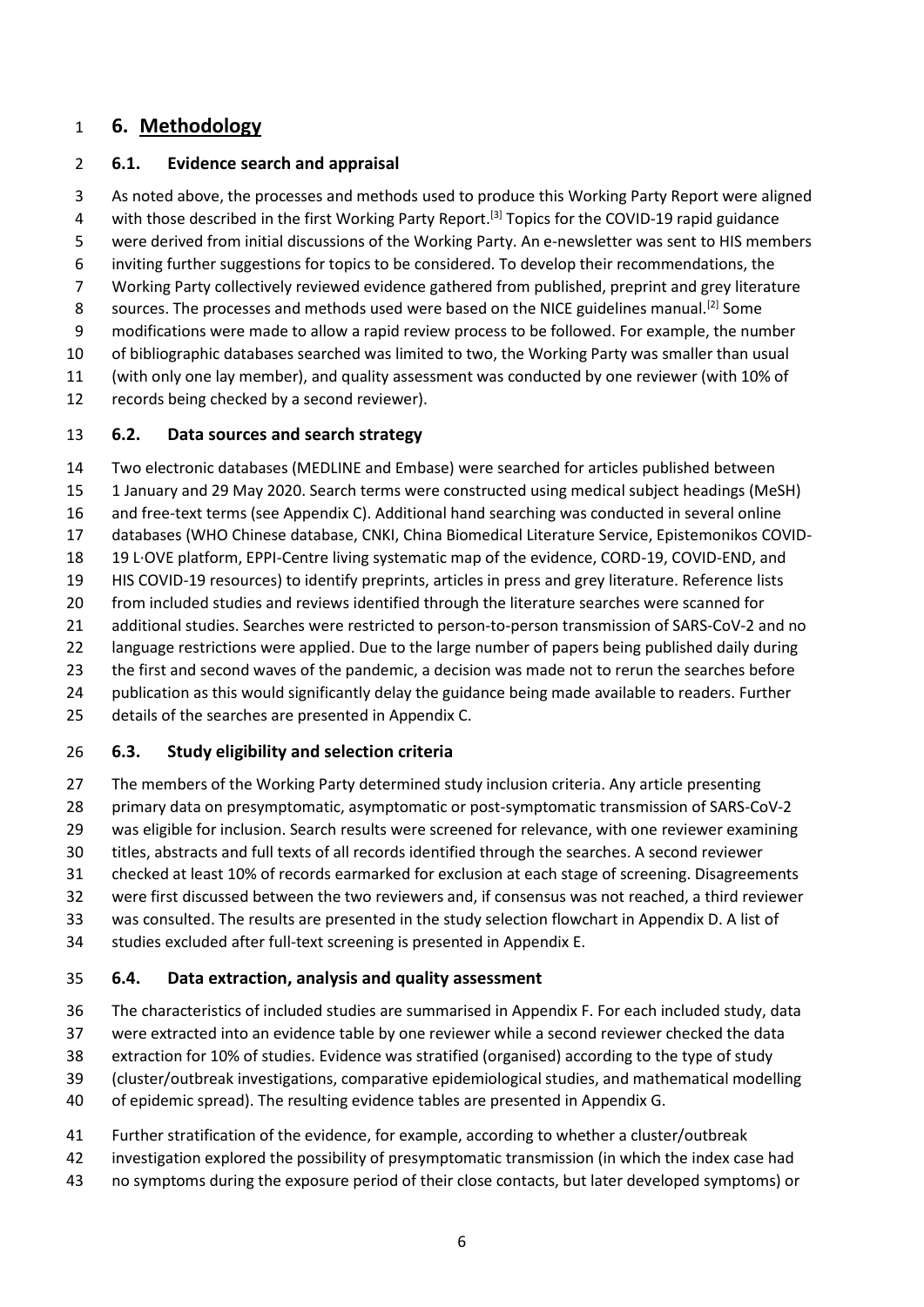# 6. Methodology

## 6.1. Evidence search and appraisal

As noted above, the processes and methods used to produce this Working Party Report were aligned with those described in the first Working Party Report.[3] Topics for the COVID-19 rapid guidance were derived from initial discussions of the Working Party. An e-newsletter was sent to HIS members inviting further suggestions for topics to be considered. To develop their recommendations, the Working Party collectively reviewed evidence gathered from published, preprint and grey literature sources. The processes and methods used were based on the NICE guidelines manual.[2] Some modifications were made to allow a rapid review process to be followed. For example, the number of bibliographic databases searched was limited to two, the Working Party was smaller than usual (with only one lay member), and quality assessment was conducted by one reviewer (with 10% of records being checked by a second reviewer).

## 6.2. Data sources and search strategy

Two electronic databases (MEDLINE and Embase) were searched for articles published between 1 January and 29 May 2020. Search terms were constructed using medical subject headings (MeSH) and free-text terms (see Appendix C). Additional hand searching was conducted in several online databases (WHO Chinese database, CNKI, China Biomedical Literature Service, Epistemonikos COVID-19 L·OVE platform, EPPI-Centre living systematic map of the evidence, CORD-19, COVID-END, and HIS COVID-19 resources) to identify preprints, articles in press and grey literature. Reference lists from included studies and reviews identified through the literature searches were scanned for additional studies. Searches were restricted to person-to-person transmission of SARS-CoV-2 and no language restrictions were applied. Due to the large number of papers being published daily during the first and second waves of the pandemic, a decision was made not to rerun the searches before publication as this would significantly delay the guidance being made available to readers. Further details of the searches are presented in Appendix C.

## 6.3. Study eligibility and selection criteria

The members of the Working Party determined study inclusion criteria. Any article presenting primary data on presymptomatic, asymptomatic or post-symptomatic transmission of SARS-CoV-2 was eligible for inclusion. Search results were screened for relevance, with one reviewer examining titles, abstracts and full texts of all records identified through the searches. A second reviewer checked at least 10% of records earmarked for exclusion at each stage of screening. Disagreements were first discussed between the two reviewers and, if consensus was not reached, a third reviewer was consulted. The results are presented in the study selection flowchart in Appendix D. A list of studies excluded after full-text screening is presented in Appendix E.

## 6.4. Data extraction, analysis and quality assessment

The characteristics of included studies are summarised in Appendix F. For each included study, data were extracted into an evidence table by one reviewer while a second reviewer checked the data extraction for 10% of studies. Evidence was stratified (organised) according to the type of study (cluster/outbreak investigations, comparative epidemiological studies, and mathematical modelling of epidemic spread). The resulting evidence tables are presented in Appendix G.

Further stratification of the evidence, for example, according to whether a cluster/outbreak investigation explored the possibility of presymptomatic transmission (in which the index case had no symptoms during the exposure period of their close contacts, but later developed symptoms) or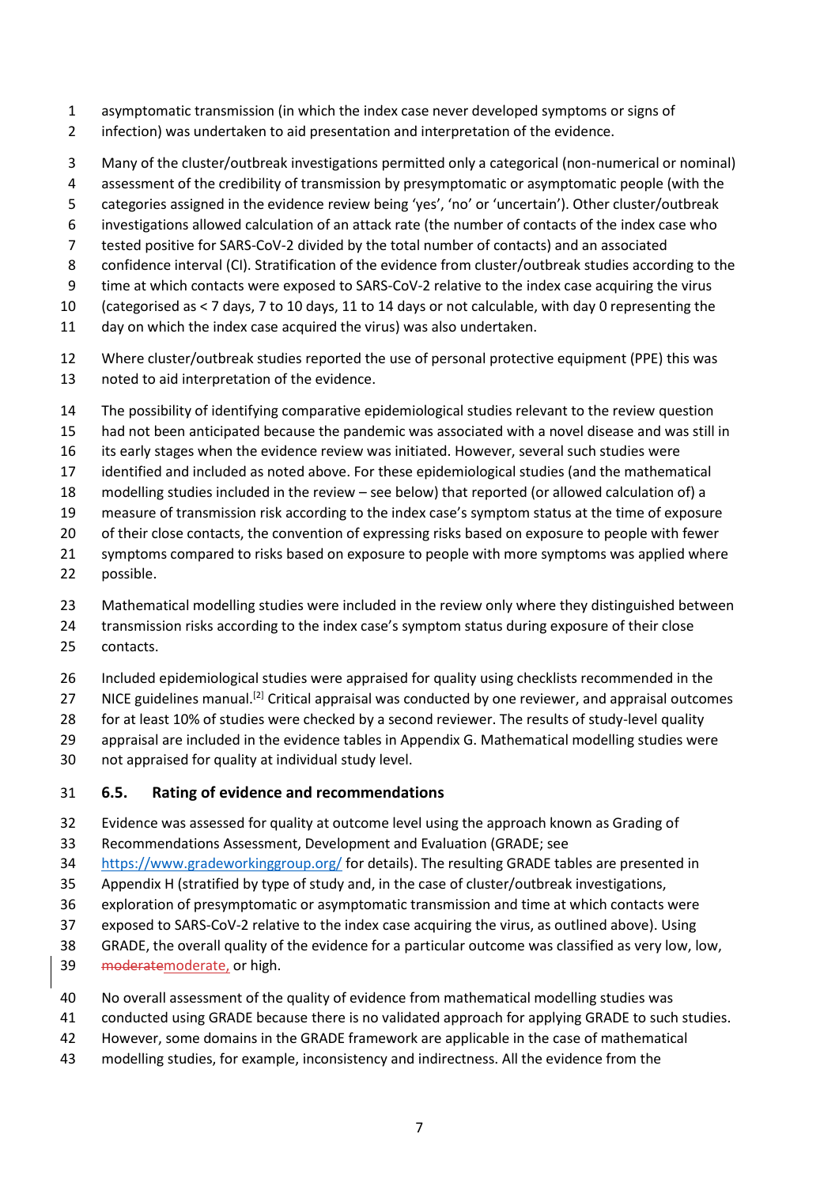asymptomatic transmission (in which the index case never developed symptoms or signs of infection) was undertaken to aid presentation and interpretation of the evidence.

Many of the cluster/outbreak investigations permitted only a categorical (non-numerical or nominal) assessment of the credibility of transmission by presymptomatic or asymptomatic people (with the categories assigned in the evidence review being 'yes', 'no' or 'uncertain'). Other cluster/outbreak investigations allowed calculation of an attack rate (the number of contacts of the index case who tested positive for SARS-CoV-2 divided by the total number of contacts) and an associated confidence interval (CI). Stratification of the evidence from cluster/outbreak studies according to the time at which contacts were exposed to SARS-CoV-2 relative to the index case acquiring the virus (categorised as < 7 days, 7 to 10 days, 11 to 14 days or not calculable, with day 0 representing the day on which the index case acquired the virus) was also undertaken.

Where cluster/outbreak studies reported the use of personal protective equipment (PPE) this was noted to aid interpretation of the evidence.

The possibility of identifying comparative epidemiological studies relevant to the review question had not been anticipated because the pandemic was associated with a novel disease and was still in its early stages when the evidence review was initiated. However, several such studies were identified and included as noted above. For these epidemiological studies (and the mathematical modelling studies included in the review – see below) that reported (or allowed calculation of) a measure of transmission risk according to the index case's symptom status at the time of exposure of their close contacts, the convention of expressing risks based on exposure to people with fewer symptoms compared to risks based on exposure to people with more symptoms was applied where possible.

Mathematical modelling studies were included in the review only where they distinguished between transmission risks according to the index case's symptom status during exposure of their close contacts.

Included epidemiological studies were appraised for quality using checklists recommended in the NICE guidelines manual.[2] Critical appraisal was conducted by one reviewer, and appraisal outcomes for at least 10% of studies were checked by a second reviewer. The results of study-level quality appraisal are included in the evidence tables in Appendix G. Mathematical modelling studies were not appraised for quality at individual study level.

## 6.5. Rating of evidence and recommendations

Evidence was assessed for quality at outcome level using the approach known as Grading of Recommendations Assessment, Development and Evaluation (GRADE; see https://www.gradeworkinggroup.org/ for details). The resulting GRADE tables are presented in Appendix H (stratified by type of study and, in the case of cluster/outbreak investigations, exploration of presymptomatic or asymptomatic transmission and time at which contacts were exposed to SARS-CoV-2 relative to the index case acquiring the virus, as outlined above). Using GRADE, the overall quality of the evidence for a particular outcome was classified as very low, low, moderate, or high.

No overall assessment of the quality of evidence from mathematical modelling studies was conducted using GRADE because there is no validated approach for applying GRADE to such studies. However, some domains in the GRADE framework are applicable in the case of mathematical modelling studies, for example, inconsistency and indirectness. All the evidence from the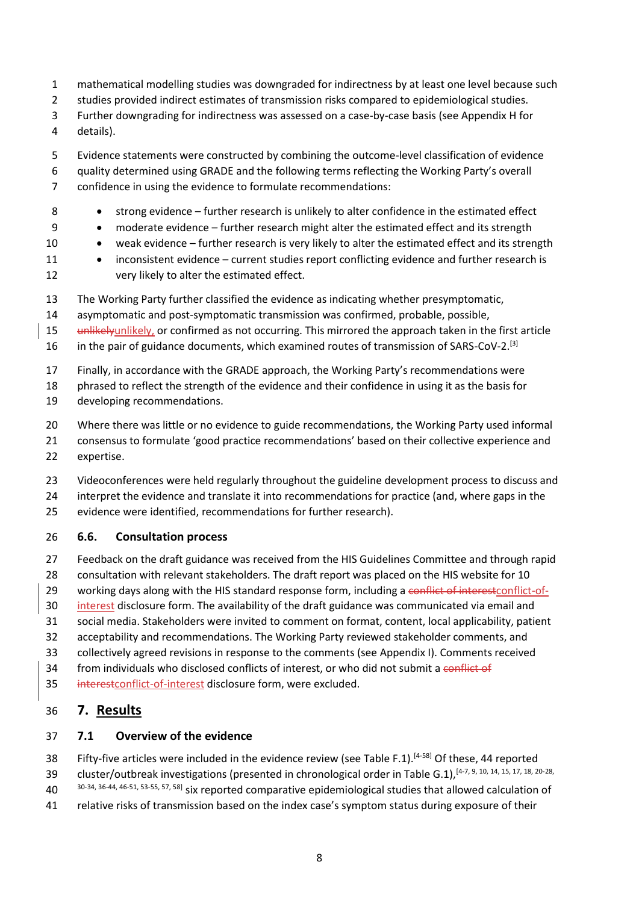mathematical modelling studies was downgraded for indirectness by at least one level because such studies provided indirect estimates of transmission risks compared to epidemiological studies. Further downgrading for indirectness was assessed on a case-by-case basis (see Appendix H for details).

Evidence statements were constructed by combining the outcome-level classification of evidence quality determined using GRADE and the following terms reflecting the Working Party's overall confidence in using the evidence to formulate recommendations:

- strong evidence – further research is unlikely to alter confidence in the estimated effect
- moderate evidence – further research might alter the estimated effect and its strength
- weak evidence – further research is very likely to alter the estimated effect and its strength
- inconsistent evidence – current studies report conflicting evidence and further research is very likely to alter the estimated effect.

The Working Party further classified the evidence as indicating whether presymptomatic, asymptomatic and post-symptomatic transmission was confirmed, probable, possible, ~~unlikely~~unlikely, or confirmed as not occurring. This mirrored the approach taken in the first article in the pair of guidance documents, which examined routes of transmission of SARS-CoV-2.[3]

Finally, in accordance with the GRADE approach, the Working Party's recommendations were phrased to reflect the strength of the evidence and their confidence in using it as the basis for developing recommendations.

Where there was little or no evidence to guide recommendations, the Working Party used informal consensus to formulate 'good practice recommendations' based on their collective experience and expertise.

Videoconferences were held regularly throughout the guideline development process to discuss and interpret the evidence and translate it into recommendations for practice (and, where gaps in the evidence were identified, recommendations for further research).

### 6.6. Consultation process

Feedback on the draft guidance was received from the HIS Guidelines Committee and through rapid consultation with relevant stakeholders. The draft report was placed on the HIS website for 10 working days along with the HIS standard response form, including a ~~conflict of interest~~conflict-of-interest disclosure form. The availability of the draft guidance was communicated via email and social media. Stakeholders were invited to comment on format, content, local applicability, patient acceptability and recommendations. The Working Party reviewed stakeholder comments, and collectively agreed revisions in response to the comments (see Appendix I). Comments received from individuals who disclosed conflicts of interest, or who did not submit a ~~conflict of interest~~conflict-of-interest disclosure form, were excluded.

## 7. Results

### 7.1 Overview of the evidence

Fifty-five articles were included in the evidence review (see Table F.1).[4-58] Of these, 44 reported cluster/outbreak investigations (presented in chronological order in Table G.1),[4-7, 9, 10, 14, 15, 17, 18, 20-28, 30-34, 36-44, 46-51, 53-55, 57, 58] six reported comparative epidemiological studies that allowed calculation of relative risks of transmission based on the index case's symptom status during exposure of their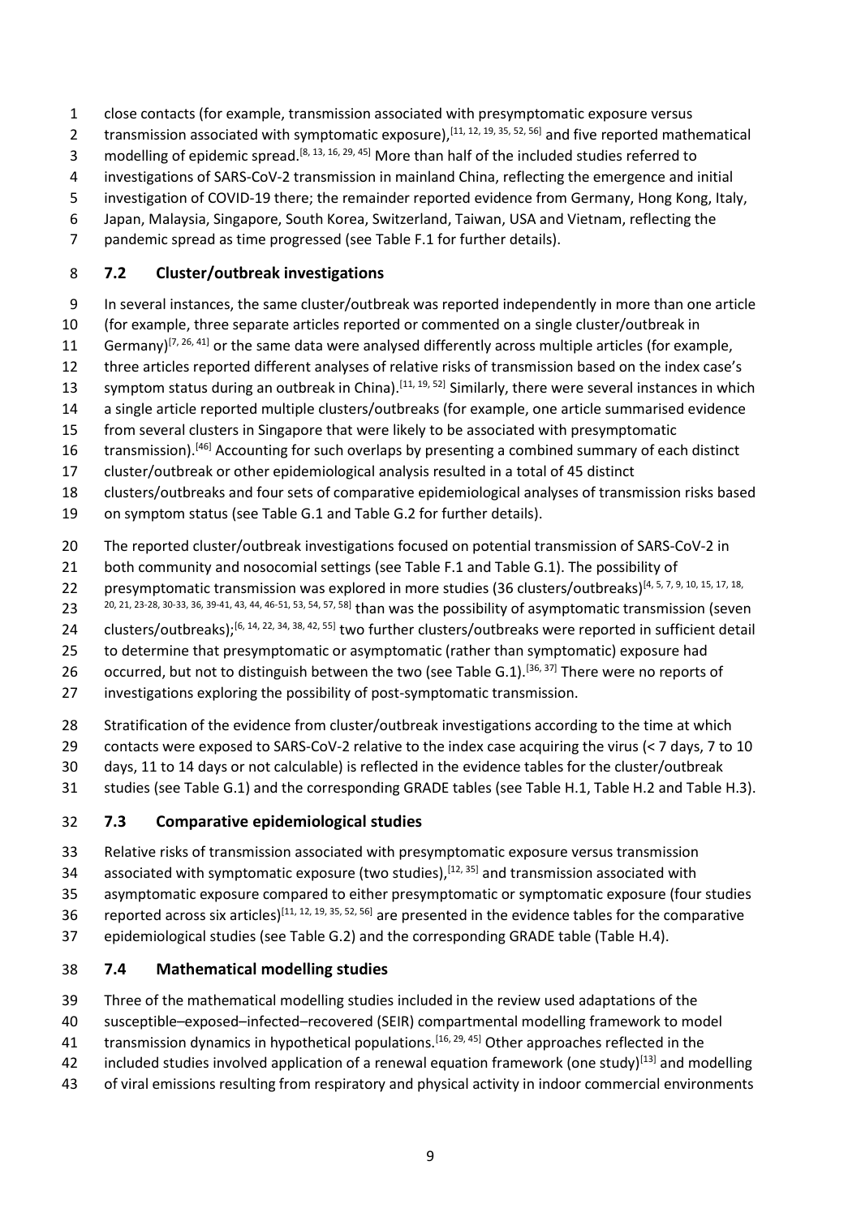close contacts (for example, transmission associated with presymptomatic exposure versus transmission associated with symptomatic exposure),[11, 12, 19, 35, 52, 56] and five reported mathematical modelling of epidemic spread.[8, 13, 16, 29, 45] More than half of the included studies referred to investigations of SARS-CoV-2 transmission in mainland China, reflecting the emergence and initial investigation of COVID-19 there; the remainder reported evidence from Germany, Hong Kong, Italy, Japan, Malaysia, Singapore, South Korea, Switzerland, Taiwan, USA and Vietnam, reflecting the pandemic spread as time progressed (see Table F.1 for further details).

## 7.2 Cluster/outbreak investigations

In several instances, the same cluster/outbreak was reported independently in more than one article (for example, three separate articles reported or commented on a single cluster/outbreak in Germany)[7, 26, 41] or the same data were analysed differently across multiple articles (for example, three articles reported different analyses of relative risks of transmission based on the index case's symptom status during an outbreak in China).[11, 19, 52] Similarly, there were several instances in which a single article reported multiple clusters/outbreaks (for example, one article summarised evidence from several clusters in Singapore that were likely to be associated with presymptomatic transmission).[46] Accounting for such overlaps by presenting a combined summary of each distinct cluster/outbreak or other epidemiological analysis resulted in a total of 45 distinct clusters/outbreaks and four sets of comparative epidemiological analyses of transmission risks based on symptom status (see Table G.1 and Table G.2 for further details).

The reported cluster/outbreak investigations focused on potential transmission of SARS-CoV-2 in both community and nosocomial settings (see Table F.1 and Table G.1). The possibility of presymptomatic transmission was explored in more studies (36 clusters/outbreaks)[4, 5, 7, 9, 10, 15, 17, 18, 20, 21, 23-28, 30-33, 36, 39-41, 43, 44, 46-51, 53, 54, 57, 58] than was the possibility of asymptomatic transmission (seven clusters/outbreaks);[6, 14, 22, 34, 38, 42, 55] two further clusters/outbreaks were reported in sufficient detail to determine that presymptomatic or asymptomatic (rather than symptomatic) exposure had occurred, but not to distinguish between the two (see Table G.1).[36, 37] There were no reports of investigations exploring the possibility of post-symptomatic transmission.

Stratification of the evidence from cluster/outbreak investigations according to the time at which contacts were exposed to SARS-CoV-2 relative to the index case acquiring the virus (< 7 days, 7 to 10 days, 11 to 14 days or not calculable) is reflected in the evidence tables for the cluster/outbreak studies (see Table G.1) and the corresponding GRADE tables (see Table H.1, Table H.2 and Table H.3).

## 7.3 Comparative epidemiological studies

Relative risks of transmission associated with presymptomatic exposure versus transmission associated with symptomatic exposure (two studies),[12, 35] and transmission associated with asymptomatic exposure compared to either presymptomatic or symptomatic exposure (four studies reported across six articles)[11, 12, 19, 35, 52, 56] are presented in the evidence tables for the comparative epidemiological studies (see Table G.2) and the corresponding GRADE table (Table H.4).

## 7.4 Mathematical modelling studies

Three of the mathematical modelling studies included in the review used adaptations of the susceptible–exposed–infected–recovered (SEIR) compartmental modelling framework to model transmission dynamics in hypothetical populations.[16, 29, 45] Other approaches reflected in the included studies involved application of a renewal equation framework (one study)[13] and modelling of viral emissions resulting from respiratory and physical activity in indoor commercial environments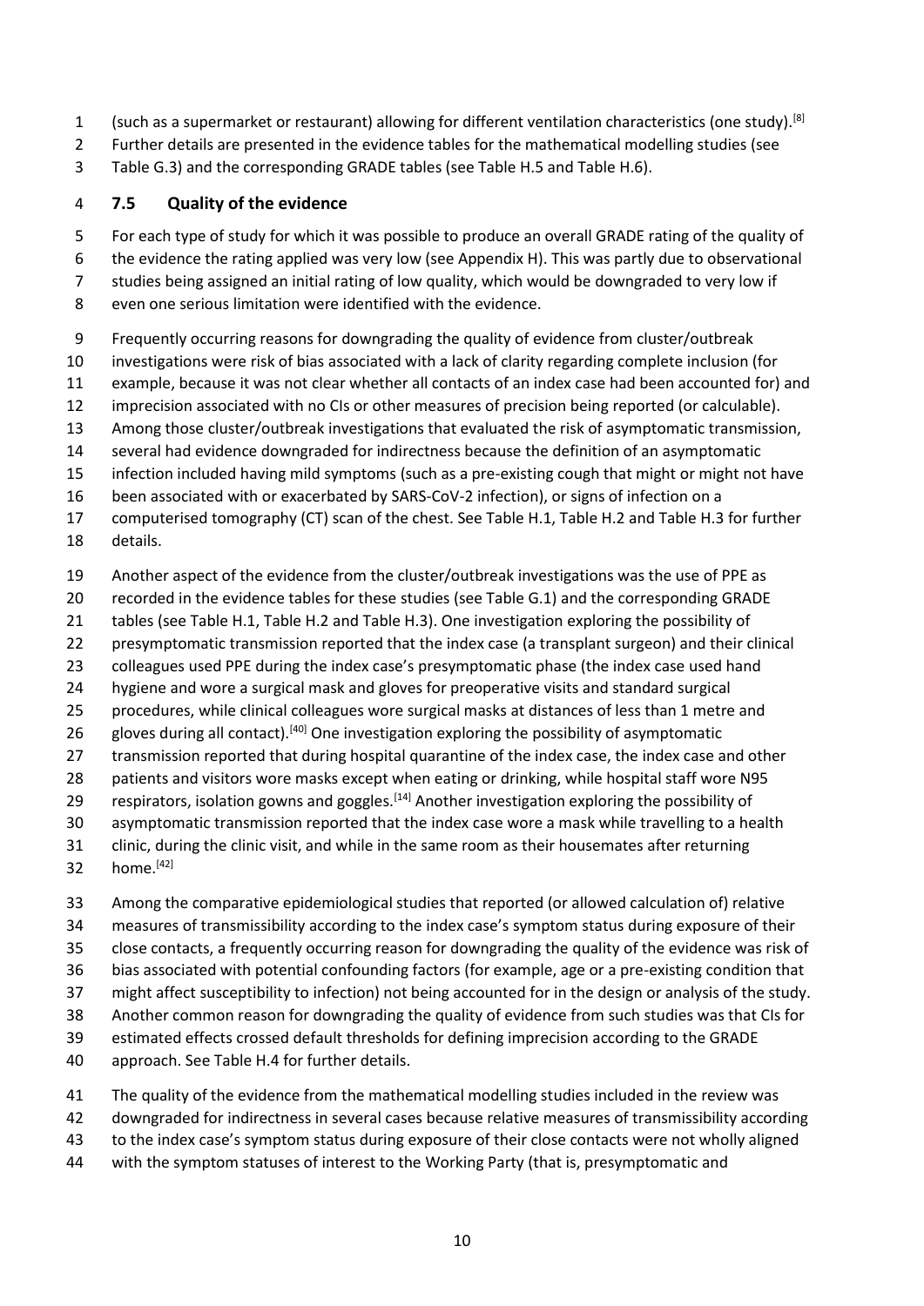(such as a supermarket or restaurant) allowing for different ventilation characteristics (one study).[8] Further details are presented in the evidence tables for the mathematical modelling studies (see Table G.3) and the corresponding GRADE tables (see Table H.5 and Table H.6).

## 7.5 Quality of the evidence

For each type of study for which it was possible to produce an overall GRADE rating of the quality of the evidence the rating applied was very low (see Appendix H). This was partly due to observational studies being assigned an initial rating of low quality, which would be downgraded to very low if even one serious limitation were identified with the evidence.

Frequently occurring reasons for downgrading the quality of evidence from cluster/outbreak investigations were risk of bias associated with a lack of clarity regarding complete inclusion (for example, because it was not clear whether all contacts of an index case had been accounted for) and imprecision associated with no CIs or other measures of precision being reported (or calculable). Among those cluster/outbreak investigations that evaluated the risk of asymptomatic transmission, several had evidence downgraded for indirectness because the definition of an asymptomatic infection included having mild symptoms (such as a pre-existing cough that might or might not have been associated with or exacerbated by SARS-CoV-2 infection), or signs of infection on a computerised tomography (CT) scan of the chest. See Table H.1, Table H.2 and Table H.3 for further details.

Another aspect of the evidence from the cluster/outbreak investigations was the use of PPE as recorded in the evidence tables for these studies (see Table G.1) and the corresponding GRADE tables (see Table H.1, Table H.2 and Table H.3). One investigation exploring the possibility of presymptomatic transmission reported that the index case (a transplant surgeon) and their clinical colleagues used PPE during the index case's presymptomatic phase (the index case used hand hygiene and wore a surgical mask and gloves for preoperative visits and standard surgical procedures, while clinical colleagues wore surgical masks at distances of less than 1 metre and gloves during all contact).[40] One investigation exploring the possibility of asymptomatic transmission reported that during hospital quarantine of the index case, the index case and other patients and visitors wore masks except when eating or drinking, while hospital staff wore N95 respirators, isolation gowns and goggles.[14] Another investigation exploring the possibility of asymptomatic transmission reported that the index case wore a mask while travelling to a health clinic, during the clinic visit, and while in the same room as their housemates after returning home.[42]

Among the comparative epidemiological studies that reported (or allowed calculation of) relative measures of transmissibility according to the index case's symptom status during exposure of their close contacts, a frequently occurring reason for downgrading the quality of the evidence was risk of bias associated with potential confounding factors (for example, age or a pre-existing condition that might affect susceptibility to infection) not being accounted for in the design or analysis of the study. Another common reason for downgrading the quality of evidence from such studies was that CIs for estimated effects crossed default thresholds for defining imprecision according to the GRADE approach. See Table H.4 for further details.

The quality of the evidence from the mathematical modelling studies included in the review was downgraded for indirectness in several cases because relative measures of transmissibility according to the index case's symptom status during exposure of their close contacts were not wholly aligned with the symptom statuses of interest to the Working Party (that is, presymptomatic and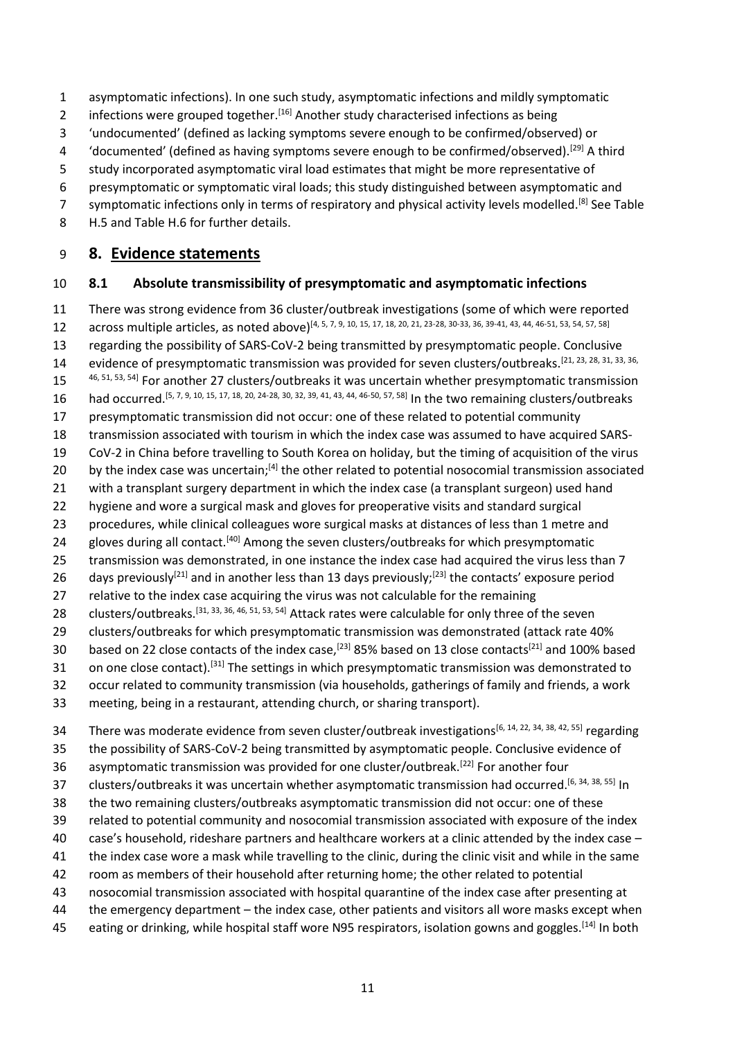asymptomatic infections). In one such study, asymptomatic infections and mildly symptomatic infections were grouped together.[16] Another study characterised infections as being 'undocumented' (defined as lacking symptoms severe enough to be confirmed/observed) or 'documented' (defined as having symptoms severe enough to be confirmed/observed).[29] A third study incorporated asymptomatic viral load estimates that might be more representative of presymptomatic or symptomatic viral loads; this study distinguished between asymptomatic and symptomatic infections only in terms of respiratory and physical activity levels modelled.[8] See Table H.5 and Table H.6 for further details.

# 8. Evidence statements

## 8.1 Absolute transmissibility of presymptomatic and asymptomatic infections

There was strong evidence from 36 cluster/outbreak investigations (some of which were reported across multiple articles, as noted above)[4, 5, 7, 9, 10, 15, 17, 18, 20, 21, 23-28, 30-33, 36, 39-41, 43, 44, 46-51, 53, 54, 57, 58] regarding the possibility of SARS-CoV-2 being transmitted by presymptomatic people. Conclusive evidence of presymptomatic transmission was provided for seven clusters/outbreaks.[21, 23, 28, 31, 33, 36, 46, 51, 53, 54] For another 27 clusters/outbreaks it was uncertain whether presymptomatic transmission had occurred.[5, 7, 9, 10, 15, 17, 18, 20, 24-28, 30, 32, 39, 41, 43, 44, 46-50, 57, 58] In the two remaining clusters/outbreaks presymptomatic transmission did not occur: one of these related to potential community transmission associated with tourism in which the index case was assumed to have acquired SARS-CoV-2 in China before travelling to South Korea on holiday, but the timing of acquisition of the virus by the index case was uncertain;[4] the other related to potential nosocomial transmission associated with a transplant surgery department in which the index case (a transplant surgeon) used hand hygiene and wore a surgical mask and gloves for preoperative visits and standard surgical procedures, while clinical colleagues wore surgical masks at distances of less than 1 metre and gloves during all contact.[40] Among the seven clusters/outbreaks for which presymptomatic transmission was demonstrated, in one instance the index case had acquired the virus less than 7 days previously[21] and in another less than 13 days previously;[23] the contacts' exposure period relative to the index case acquiring the virus was not calculable for the remaining clusters/outbreaks.[31, 33, 36, 46, 51, 53, 54] Attack rates were calculable for only three of the seven clusters/outbreaks for which presymptomatic transmission was demonstrated (attack rate 40% based on 22 close contacts of the index case,[23] 85% based on 13 close contacts[21] and 100% based on one close contact).[31] The settings in which presymptomatic transmission was demonstrated to occur related to community transmission (via households, gatherings of family and friends, a work meeting, being in a restaurant, attending church, or sharing transport).

There was moderate evidence from seven cluster/outbreak investigations[6, 14, 22, 34, 38, 42, 55] regarding the possibility of SARS-CoV-2 being transmitted by asymptomatic people. Conclusive evidence of asymptomatic transmission was provided for one cluster/outbreak.[22] For another four clusters/outbreaks it was uncertain whether asymptomatic transmission had occurred.[6, 34, 38, 55] In the two remaining clusters/outbreaks asymptomatic transmission did not occur: one of these related to potential community and nosocomial transmission associated with exposure of the index case's household, rideshare partners and healthcare workers at a clinic attended by the index case – the index case wore a mask while travelling to the clinic, during the clinic visit and while in the same room as members of their household after returning home; the other related to potential nosocomial transmission associated with hospital quarantine of the index case after presenting at the emergency department – the index case, other patients and visitors all wore masks except when eating or drinking, while hospital staff wore N95 respirators, isolation gowns and goggles.[14] In both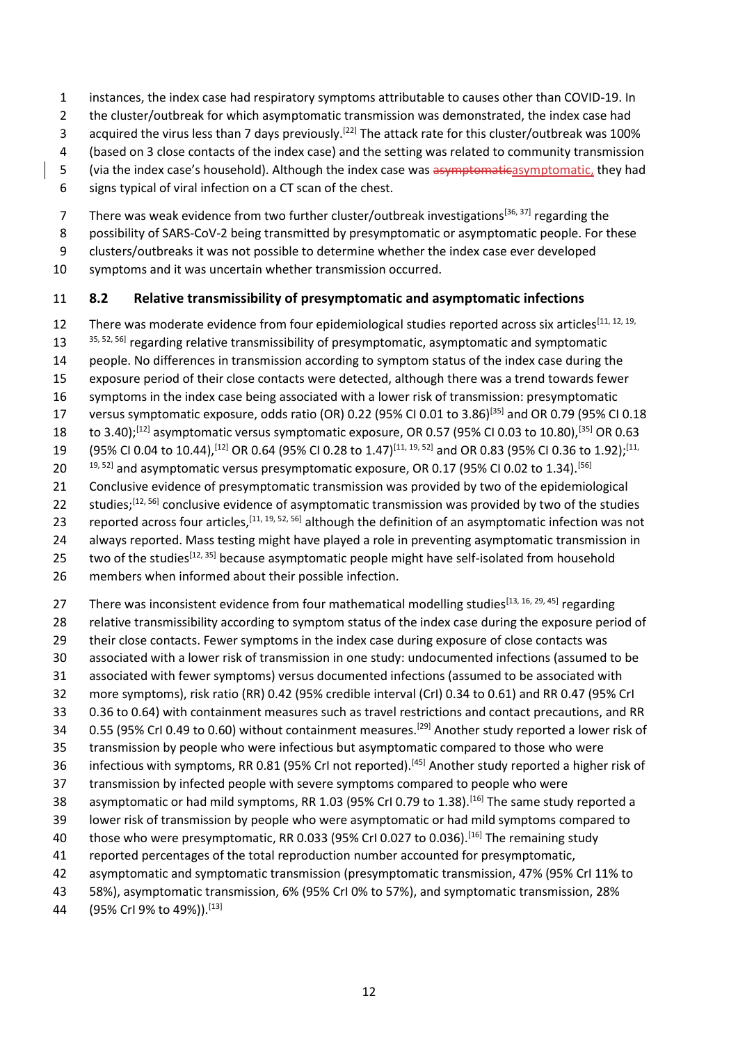instances, the index case had respiratory symptoms attributable to causes other than COVID-19. In the cluster/outbreak for which asymptomatic transmission was demonstrated, the index case had acquired the virus less than 7 days previously.[22] The attack rate for this cluster/outbreak was 100% (based on 3 close contacts of the index case) and the setting was related to community transmission (via the index case's household). Although the index case was ~~asymptomatic~~asymptomatic, they had signs typical of viral infection on a CT scan of the chest.

There was weak evidence from two further cluster/outbreak investigations[36, 37] regarding the possibility of SARS-CoV-2 being transmitted by presymptomatic or asymptomatic people. For these clusters/outbreaks it was not possible to determine whether the index case ever developed symptoms and it was uncertain whether transmission occurred.

## 8.2 Relative transmissibility of presymptomatic and asymptomatic infections

There was moderate evidence from four epidemiological studies reported across six articles[11, 12, 19, 35, 52, 56] regarding relative transmissibility of presymptomatic, asymptomatic and symptomatic people. No differences in transmission according to symptom status of the index case during the exposure period of their close contacts were detected, although there was a trend towards fewer symptoms in the index case being associated with a lower risk of transmission: presymptomatic versus symptomatic exposure, odds ratio (OR) 0.22 (95% CI 0.01 to 3.86)[35] and OR 0.79 (95% CI 0.18 to 3.40);[12] asymptomatic versus symptomatic exposure, OR 0.57 (95% CI 0.03 to 10.80),[35] OR 0.63 (95% CI 0.04 to 10.44),[12] OR 0.64 (95% CI 0.28 to 1.47)[11, 19, 52] and OR 0.83 (95% CI 0.36 to 1.92);[11, 19, 52] and asymptomatic versus presymptomatic exposure, OR 0.17 (95% CI 0.02 to 1.34).[56] Conclusive evidence of presymptomatic transmission was provided by two of the epidemiological studies;[12, 56] conclusive evidence of asymptomatic transmission was provided by two of the studies reported across four articles,[11, 19, 52, 56] although the definition of an asymptomatic infection was not always reported. Mass testing might have played a role in preventing asymptomatic transmission in two of the studies[12, 35] because asymptomatic people might have self-isolated from household members when informed about their possible infection.

There was inconsistent evidence from four mathematical modelling studies[13, 16, 29, 45] regarding relative transmissibility according to symptom status of the index case during the exposure period of their close contacts. Fewer symptoms in the index case during exposure of close contacts was associated with a lower risk of transmission in one study: undocumented infections (assumed to be associated with fewer symptoms) versus documented infections (assumed to be associated with more symptoms), risk ratio (RR) 0.42 (95% credible interval (CrI) 0.34 to 0.61) and RR 0.47 (95% CrI 0.36 to 0.64) with containment measures such as travel restrictions and contact precautions, and RR 0.55 (95% CrI 0.49 to 0.60) without containment measures.[29] Another study reported a lower risk of transmission by people who were infectious but asymptomatic compared to those who were infectious with symptoms, RR 0.81 (95% CrI not reported).[45] Another study reported a higher risk of transmission by infected people with severe symptoms compared to people who were asymptomatic or had mild symptoms, RR 1.03 (95% CrI 0.79 to 1.38).[16] The same study reported a lower risk of transmission by people who were asymptomatic or had mild symptoms compared to those who were presymptomatic, RR 0.033 (95% CrI 0.027 to 0.036).[16] The remaining study reported percentages of the total reproduction number accounted for presymptomatic, asymptomatic and symptomatic transmission (presymptomatic transmission, 47% (95% CrI 11% to 58%), asymptomatic transmission, 6% (95% CrI 0% to 57%), and symptomatic transmission, 28% (95% CrI 9% to 49%)).[13]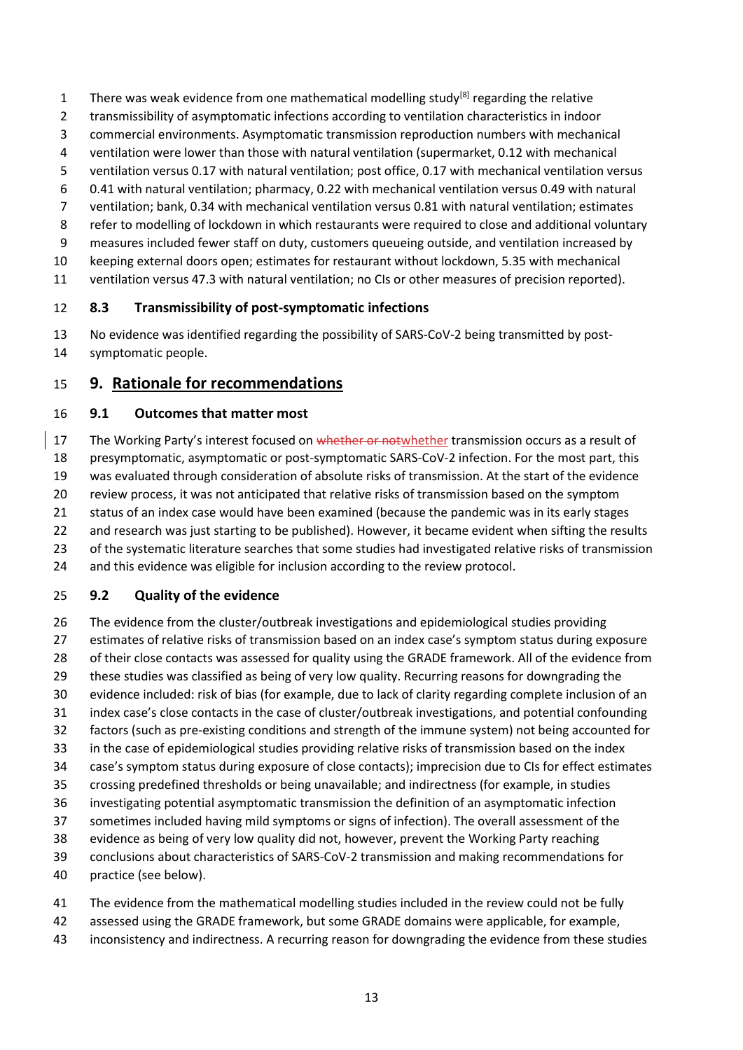There was weak evidence from one mathematical modelling study[8] regarding the relative transmissibility of asymptomatic infections according to ventilation characteristics in indoor commercial environments. Asymptomatic transmission reproduction numbers with mechanical ventilation were lower than those with natural ventilation (supermarket, 0.12 with mechanical ventilation versus 0.17 with natural ventilation; post office, 0.17 with mechanical ventilation versus 0.41 with natural ventilation; pharmacy, 0.22 with mechanical ventilation versus 0.49 with natural ventilation; bank, 0.34 with mechanical ventilation versus 0.81 with natural ventilation; estimates refer to modelling of lockdown in which restaurants were required to close and additional voluntary measures included fewer staff on duty, customers queueing outside, and ventilation increased by keeping external doors open; estimates for restaurant without lockdown, 5.35 with mechanical ventilation versus 47.3 with natural ventilation; no CIs or other measures of precision reported).

### 8.3 Transmissibility of post-symptomatic infections

No evidence was identified regarding the possibility of SARS-CoV-2 being transmitted by post-symptomatic people.

## 9. Rationale for recommendations

### 9.1 Outcomes that matter most

The Working Party's interest focused on ~~whether or not~~whether transmission occurs as a result of presymptomatic, asymptomatic or post-symptomatic SARS-CoV-2 infection. For the most part, this was evaluated through consideration of absolute risks of transmission. At the start of the evidence review process, it was not anticipated that relative risks of transmission based on the symptom status of an index case would have been examined (because the pandemic was in its early stages and research was just starting to be published). However, it became evident when sifting the results of the systematic literature searches that some studies had investigated relative risks of transmission and this evidence was eligible for inclusion according to the review protocol.

### 9.2 Quality of the evidence

The evidence from the cluster/outbreak investigations and epidemiological studies providing estimates of relative risks of transmission based on an index case's symptom status during exposure of their close contacts was assessed for quality using the GRADE framework. All of the evidence from these studies was classified as being of very low quality. Recurring reasons for downgrading the evidence included: risk of bias (for example, due to lack of clarity regarding complete inclusion of an index case's close contacts in the case of cluster/outbreak investigations, and potential confounding factors (such as pre-existing conditions and strength of the immune system) not being accounted for in the case of epidemiological studies providing relative risks of transmission based on the index case's symptom status during exposure of close contacts); imprecision due to CIs for effect estimates crossing predefined thresholds or being unavailable; and indirectness (for example, in studies investigating potential asymptomatic transmission the definition of an asymptomatic infection sometimes included having mild symptoms or signs of infection). The overall assessment of the evidence as being of very low quality did not, however, prevent the Working Party reaching conclusions about characteristics of SARS-CoV-2 transmission and making recommendations for practice (see below).

The evidence from the mathematical modelling studies included in the review could not be fully assessed using the GRADE framework, but some GRADE domains were applicable, for example, inconsistency and indirectness. A recurring reason for downgrading the evidence from these studies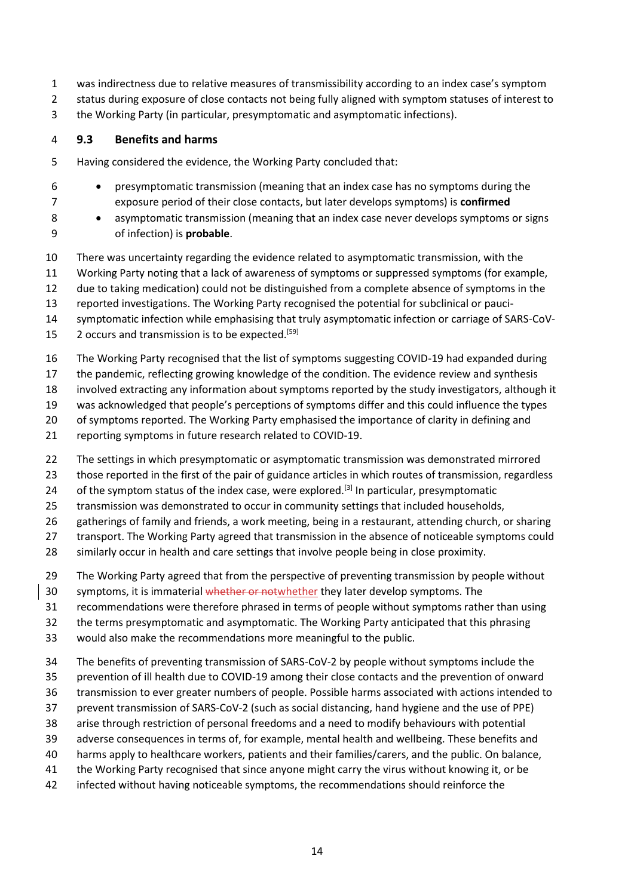was indirectness due to relative measures of transmissibility according to an index case's symptom status during exposure of close contacts not being fully aligned with symptom statuses of interest to the Working Party (in particular, presymptomatic and asymptomatic infections).

## 9.3 Benefits and harms

Having considered the evidence, the Working Party concluded that:

- presymptomatic transmission (meaning that an index case has no symptoms during the exposure period of their close contacts, but later develops symptoms) is **confirmed**
- asymptomatic transmission (meaning that an index case never develops symptoms or signs of infection) is **probable**.

There was uncertainty regarding the evidence related to asymptomatic transmission, with the Working Party noting that a lack of awareness of symptoms or suppressed symptoms (for example, due to taking medication) could not be distinguished from a complete absence of symptoms in the reported investigations. The Working Party recognised the potential for subclinical or pauci-symptomatic infection while emphasising that truly asymptomatic infection or carriage of SARS-CoV-2 occurs and transmission is to be expected.[59]

The Working Party recognised that the list of symptoms suggesting COVID-19 had expanded during the pandemic, reflecting growing knowledge of the condition. The evidence review and synthesis involved extracting any information about symptoms reported by the study investigators, although it was acknowledged that people's perceptions of symptoms differ and this could influence the types of symptoms reported. The Working Party emphasised the importance of clarity in defining and reporting symptoms in future research related to COVID-19.

The settings in which presymptomatic or asymptomatic transmission was demonstrated mirrored those reported in the first of the pair of guidance articles in which routes of transmission, regardless of the symptom status of the index case, were explored.[3] In particular, presymptomatic transmission was demonstrated to occur in community settings that included households, gatherings of family and friends, a work meeting, being in a restaurant, attending church, or sharing transport. The Working Party agreed that transmission in the absence of noticeable symptoms could similarly occur in health and care settings that involve people being in close proximity.

The Working Party agreed that from the perspective of preventing transmission by people without symptoms, it is immaterial ~~whether or not~~whether they later develop symptoms. The recommendations were therefore phrased in terms of people without symptoms rather than using the terms presymptomatic and asymptomatic. The Working Party anticipated that this phrasing would also make the recommendations more meaningful to the public.

The benefits of preventing transmission of SARS-CoV-2 by people without symptoms include the prevention of ill health due to COVID-19 among their close contacts and the prevention of onward transmission to ever greater numbers of people. Possible harms associated with actions intended to prevent transmission of SARS-CoV-2 (such as social distancing, hand hygiene and the use of PPE) arise through restriction of personal freedoms and a need to modify behaviours with potential adverse consequences in terms of, for example, mental health and wellbeing. These benefits and harms apply to healthcare workers, patients and their families/carers, and the public. On balance, the Working Party recognised that since anyone might carry the virus without knowing it, or be infected without having noticeable symptoms, the recommendations should reinforce the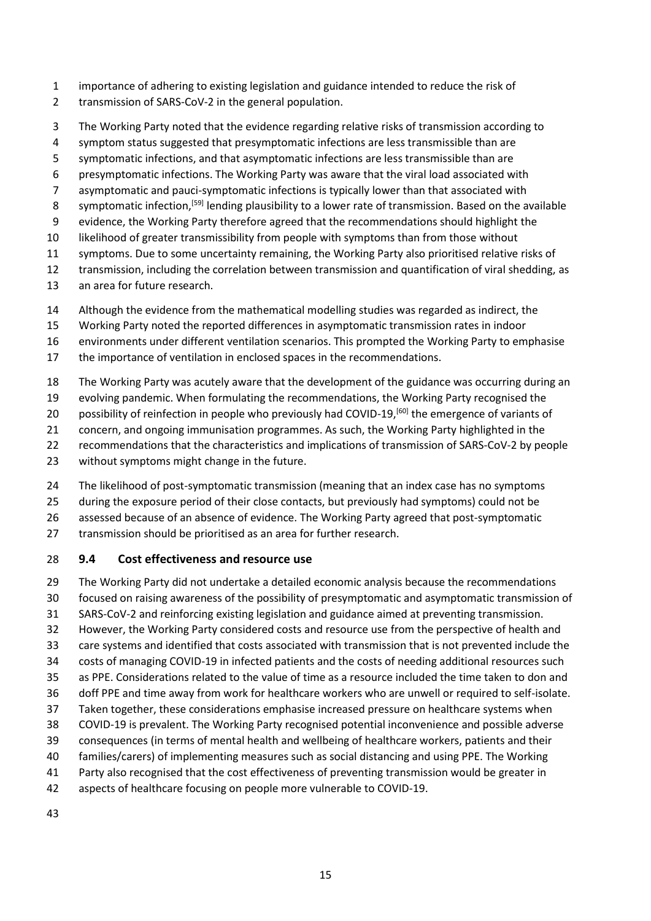importance of adhering to existing legislation and guidance intended to reduce the risk of transmission of SARS-CoV-2 in the general population.

The Working Party noted that the evidence regarding relative risks of transmission according to symptom status suggested that presymptomatic infections are less transmissible than are symptomatic infections, and that asymptomatic infections are less transmissible than are presymptomatic infections. The Working Party was aware that the viral load associated with asymptomatic and pauci-symptomatic infections is typically lower than that associated with symptomatic infection,[59] lending plausibility to a lower rate of transmission. Based on the available evidence, the Working Party therefore agreed that the recommendations should highlight the likelihood of greater transmissibility from people with symptoms than from those without symptoms. Due to some uncertainty remaining, the Working Party also prioritised relative risks of transmission, including the correlation between transmission and quantification of viral shedding, as an area for future research.

Although the evidence from the mathematical modelling studies was regarded as indirect, the Working Party noted the reported differences in asymptomatic transmission rates in indoor environments under different ventilation scenarios. This prompted the Working Party to emphasise the importance of ventilation in enclosed spaces in the recommendations.

The Working Party was acutely aware that the development of the guidance was occurring during an evolving pandemic. When formulating the recommendations, the Working Party recognised the possibility of reinfection in people who previously had COVID-19,[60] the emergence of variants of concern, and ongoing immunisation programmes. As such, the Working Party highlighted in the recommendations that the characteristics and implications of transmission of SARS-CoV-2 by people without symptoms might change in the future.

The likelihood of post-symptomatic transmission (meaning that an index case has no symptoms during the exposure period of their close contacts, but previously had symptoms) could not be assessed because of an absence of evidence. The Working Party agreed that post-symptomatic transmission should be prioritised as an area for further research.

## 9.4 Cost effectiveness and resource use

The Working Party did not undertake a detailed economic analysis because the recommendations focused on raising awareness of the possibility of presymptomatic and asymptomatic transmission of SARS-CoV-2 and reinforcing existing legislation and guidance aimed at preventing transmission. However, the Working Party considered costs and resource use from the perspective of health and care systems and identified that costs associated with transmission that is not prevented include the costs of managing COVID-19 in infected patients and the costs of needing additional resources such as PPE. Considerations related to the value of time as a resource included the time taken to don and doff PPE and time away from work for healthcare workers who are unwell or required to self-isolate. Taken together, these considerations emphasise increased pressure on healthcare systems when COVID-19 is prevalent. The Working Party recognised potential inconvenience and possible adverse consequences (in terms of mental health and wellbeing of healthcare workers, patients and their families/carers) of implementing measures such as social distancing and using PPE. The Working Party also recognised that the cost effectiveness of preventing transmission would be greater in aspects of healthcare focusing on people more vulnerable to COVID-19.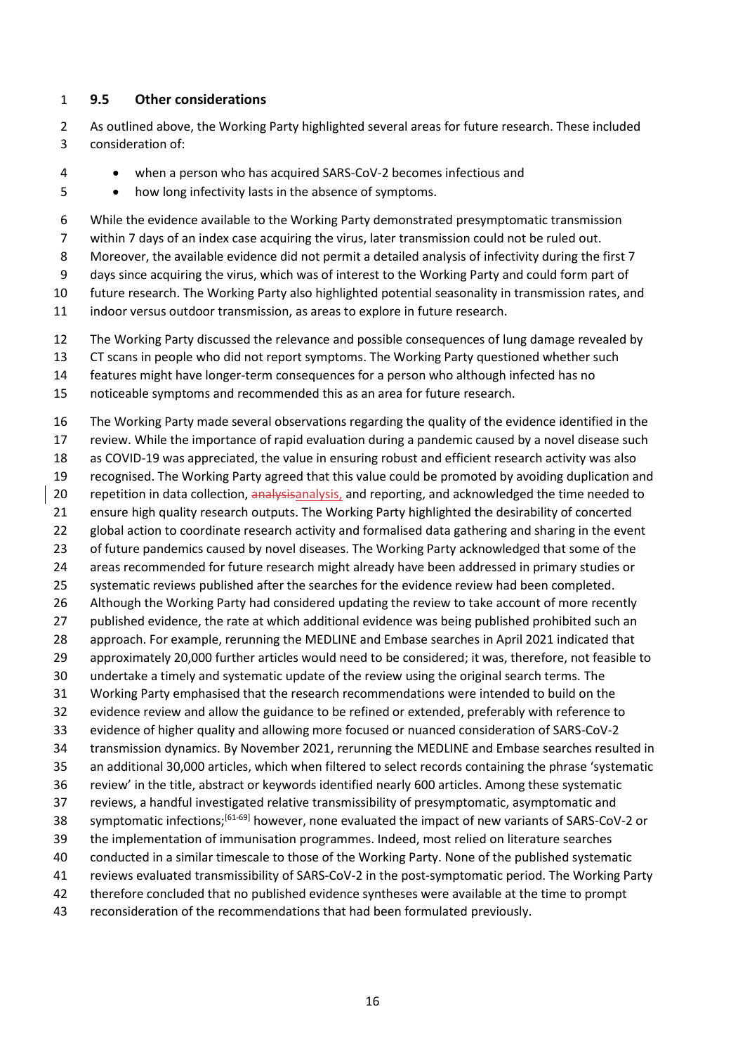## 9.5 Other considerations

As outlined above, the Working Party highlighted several areas for future research. These included consideration of:

- when a person who has acquired SARS-CoV-2 becomes infectious and
- how long infectivity lasts in the absence of symptoms.

While the evidence available to the Working Party demonstrated presymptomatic transmission within 7 days of an index case acquiring the virus, later transmission could not be ruled out. Moreover, the available evidence did not permit a detailed analysis of infectivity during the first 7 days since acquiring the virus, which was of interest to the Working Party and could form part of future research. The Working Party also highlighted potential seasonality in transmission rates, and indoor versus outdoor transmission, as areas to explore in future research.

The Working Party discussed the relevance and possible consequences of lung damage revealed by CT scans in people who did not report symptoms. The Working Party questioned whether such features might have longer-term consequences for a person who although infected has no noticeable symptoms and recommended this as an area for future research.

The Working Party made several observations regarding the quality of the evidence identified in the review. While the importance of rapid evaluation during a pandemic caused by a novel disease such as COVID-19 was appreciated, the value in ensuring robust and efficient research activity was also recognised. The Working Party agreed that this value could be promoted by avoiding duplication and repetition in data collection, analysis, and reporting, and acknowledged the time needed to ensure high quality research outputs. The Working Party highlighted the desirability of concerted global action to coordinate research activity and formalised data gathering and sharing in the event of future pandemics caused by novel diseases. The Working Party acknowledged that some of the areas recommended for future research might already have been addressed in primary studies or systematic reviews published after the searches for the evidence review had been completed. Although the Working Party had considered updating the review to take account of more recently published evidence, the rate at which additional evidence was being published prohibited such an approach. For example, rerunning the MEDLINE and Embase searches in April 2021 indicated that approximately 20,000 further articles would need to be considered; it was, therefore, not feasible to undertake a timely and systematic update of the review using the original search terms. The Working Party emphasised that the research recommendations were intended to build on the evidence review and allow the guidance to be refined or extended, preferably with reference to evidence of higher quality and allowing more focused or nuanced consideration of SARS-CoV-2 transmission dynamics. By November 2021, rerunning the MEDLINE and Embase searches resulted in an additional 30,000 articles, which when filtered to select records containing the phrase 'systematic review' in the title, abstract or keywords identified nearly 600 articles. Among these systematic reviews, a handful investigated relative transmissibility of presymptomatic, asymptomatic and symptomatic infections;[61-69] however, none evaluated the impact of new variants of SARS-CoV-2 or the implementation of immunisation programmes. Indeed, most relied on literature searches conducted in a similar timescale to those of the Working Party. None of the published systematic reviews evaluated transmissibility of SARS-CoV-2 in the post-symptomatic period. The Working Party therefore concluded that no published evidence syntheses were available at the time to prompt reconsideration of the recommendations that had been formulated previously.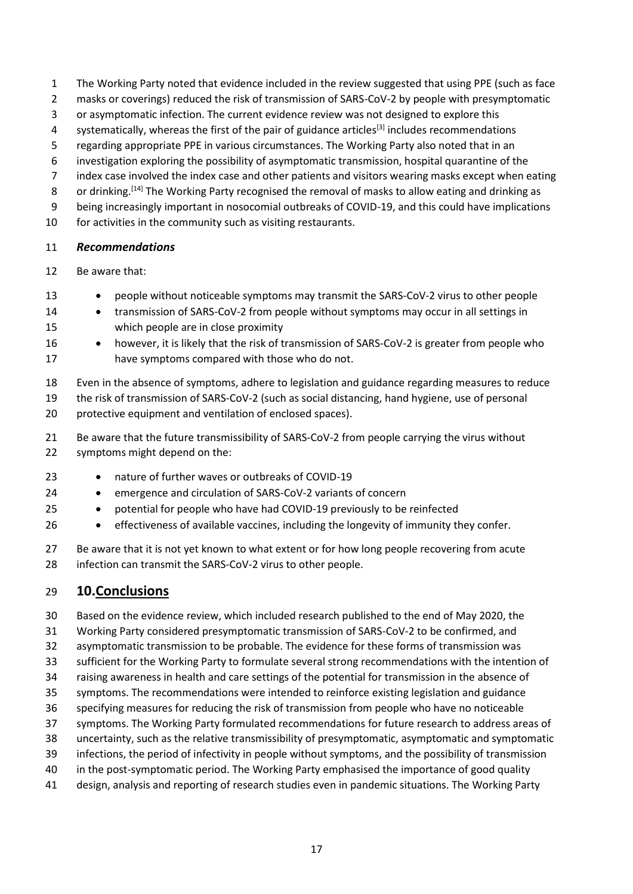The Working Party noted that evidence included in the review suggested that using PPE (such as face masks or coverings) reduced the risk of transmission of SARS-CoV-2 by people with presymptomatic or asymptomatic infection. The current evidence review was not designed to explore this systematically, whereas the first of the pair of guidance articles[3] includes recommendations regarding appropriate PPE in various circumstances. The Working Party also noted that in an investigation exploring the possibility of asymptomatic transmission, hospital quarantine of the index case involved the index case and other patients and visitors wearing masks except when eating or drinking.[14] The Working Party recognised the removal of masks to allow eating and drinking as being increasingly important in nosocomial outbreaks of COVID-19, and this could have implications for activities in the community such as visiting restaurants.

### *Recommendations*

Be aware that:

- people without noticeable symptoms may transmit the SARS-CoV-2 virus to other people
- transmission of SARS-CoV-2 from people without symptoms may occur in all settings in which people are in close proximity
- however, it is likely that the risk of transmission of SARS-CoV-2 is greater from people who have symptoms compared with those who do not.

Even in the absence of symptoms, adhere to legislation and guidance regarding measures to reduce the risk of transmission of SARS-CoV-2 (such as social distancing, hand hygiene, use of personal protective equipment and ventilation of enclosed spaces).

Be aware that the future transmissibility of SARS-CoV-2 from people carrying the virus without symptoms might depend on the:

- nature of further waves or outbreaks of COVID-19
- emergence and circulation of SARS-CoV-2 variants of concern
- potential for people who have had COVID-19 previously to be reinfected
- effectiveness of available vaccines, including the longevity of immunity they confer.

Be aware that it is not yet known to what extent or for how long people recovering from acute infection can transmit the SARS-CoV-2 virus to other people.

## 10.Conclusions

Based on the evidence review, which included research published to the end of May 2020, the Working Party considered presymptomatic transmission of SARS-CoV-2 to be confirmed, and asymptomatic transmission to be probable. The evidence for these forms of transmission was sufficient for the Working Party to formulate several strong recommendations with the intention of raising awareness in health and care settings of the potential for transmission in the absence of symptoms. The recommendations were intended to reinforce existing legislation and guidance specifying measures for reducing the risk of transmission from people who have no noticeable symptoms. The Working Party formulated recommendations for future research to address areas of uncertainty, such as the relative transmissibility of presymptomatic, asymptomatic and symptomatic infections, the period of infectivity in people without symptoms, and the possibility of transmission in the post-symptomatic period. The Working Party emphasised the importance of good quality design, analysis and reporting of research studies even in pandemic situations. The Working Party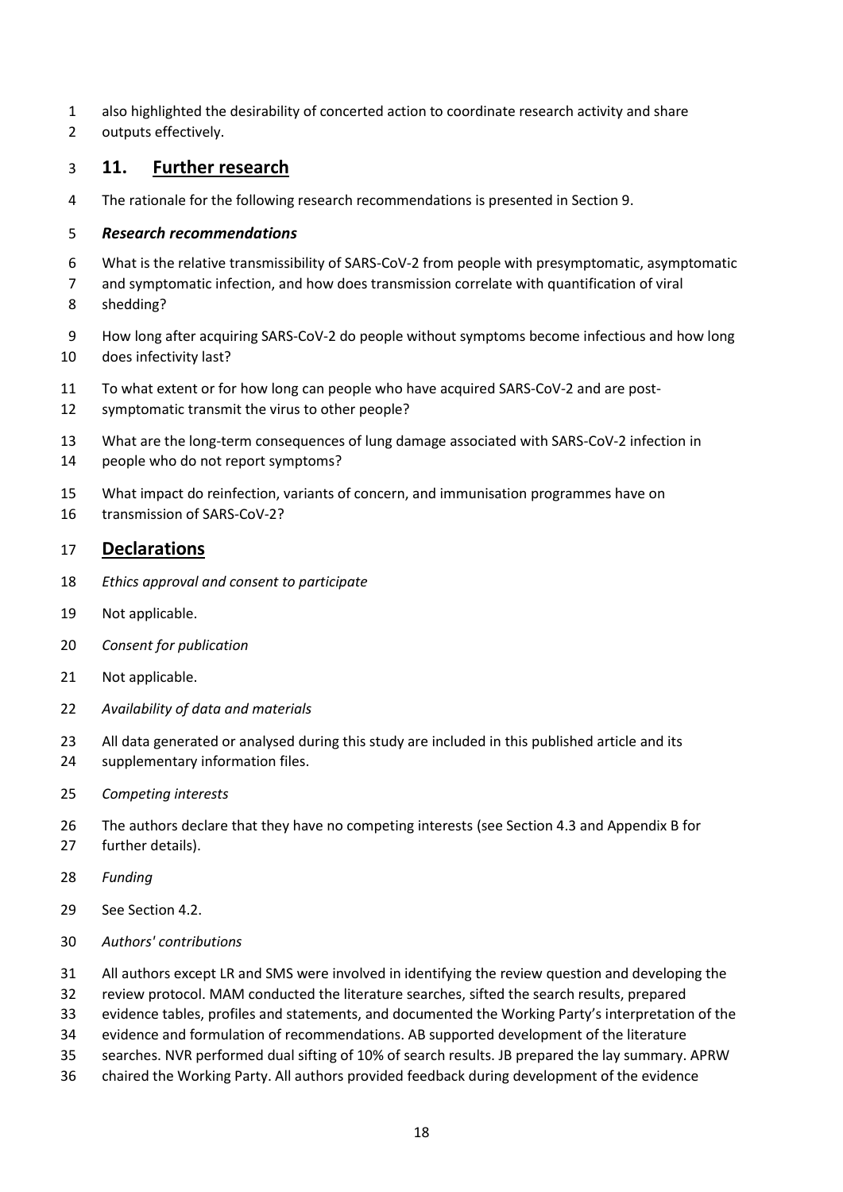also highlighted the desirability of concerted action to coordinate research activity and share outputs effectively.

## 11. Further research

The rationale for the following research recommendations is presented in Section 9.

***Research recommendations***

What is the relative transmissibility of SARS-CoV-2 from people with presymptomatic, asymptomatic and symptomatic infection, and how does transmission correlate with quantification of viral shedding?

How long after acquiring SARS-CoV-2 do people without symptoms become infectious and how long does infectivity last?

To what extent or for how long can people who have acquired SARS-CoV-2 and are post-symptomatic transmit the virus to other people?

What are the long-term consequences of lung damage associated with SARS-CoV-2 infection in people who do not report symptoms?

What impact do reinfection, variants of concern, and immunisation programmes have on transmission of SARS-CoV-2?

## Declarations

*Ethics approval and consent to participate*

Not applicable.

*Consent for publication*

Not applicable.

*Availability of data and materials*

All data generated or analysed during this study are included in this published article and its supplementary information files.

*Competing interests*

The authors declare that they have no competing interests (see Section 4.3 and Appendix B for further details).

*Funding*

See Section 4.2.

*Authors' contributions*

All authors except LR and SMS were involved in identifying the review question and developing the review protocol. MAM conducted the literature searches, sifted the search results, prepared evidence tables, profiles and statements, and documented the Working Party's interpretation of the evidence and formulation of recommendations. AB supported development of the literature searches. NVR performed dual sifting of 10% of search results. JB prepared the lay summary. APRW chaired the Working Party. All authors provided feedback during development of the evidence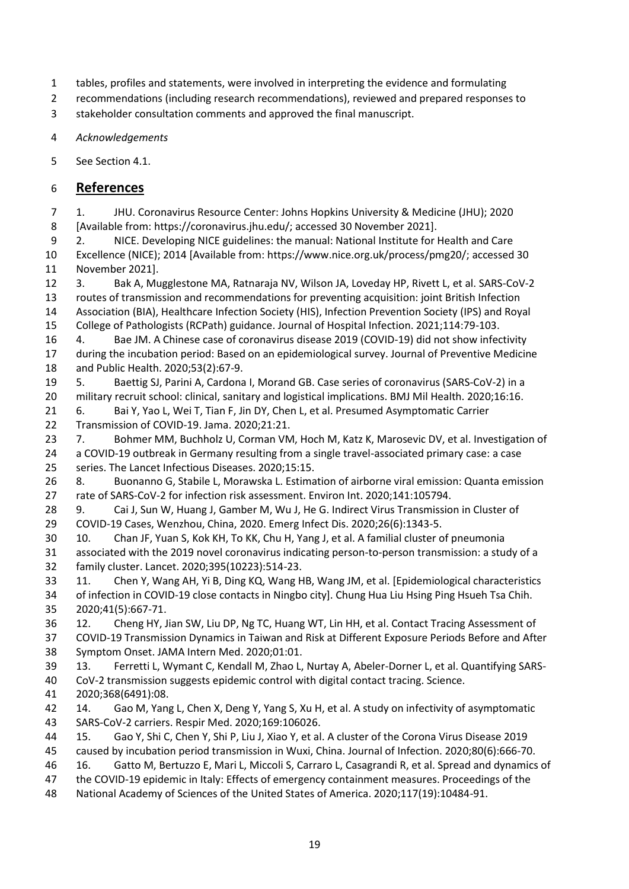tables, profiles and statements, were involved in interpreting the evidence and formulating recommendations (including research recommendations), reviewed and prepared responses to stakeholder consultation comments and approved the final manuscript.

*Acknowledgements*

See Section 4.1.

## References

1. JHU. Coronavirus Resource Center: Johns Hopkins University & Medicine (JHU); 2020 [Available from: https://coronavirus.jhu.edu/; accessed 30 November 2021].
2. NICE. Developing NICE guidelines: the manual: National Institute for Health and Care Excellence (NICE); 2014 [Available from: https://www.nice.org.uk/process/pmg20/; accessed 30 November 2021].
3. Bak A, Mugglestone MA, Ratnaraja NV, Wilson JA, Loveday HP, Rivett L, et al. SARS-CoV-2 routes of transmission and recommendations for preventing acquisition: joint British Infection Association (BIA), Healthcare Infection Society (HIS), Infection Prevention Society (IPS) and Royal College of Pathologists (RCPath) guidance. Journal of Hospital Infection. 2021;114:79-103.
4. Bae JM. A Chinese case of coronavirus disease 2019 (COVID-19) did not show infectivity during the incubation period: Based on an epidemiological survey. Journal of Preventive Medicine and Public Health. 2020;53(2):67-9.
5. Baettig SJ, Parini A, Cardona I, Morand GB. Case series of coronavirus (SARS-CoV-2) in a military recruit school: clinical, sanitary and logistical implications. BMJ Mil Health. 2020;16:16.
6. Bai Y, Yao L, Wei T, Tian F, Jin DY, Chen L, et al. Presumed Asymptomatic Carrier Transmission of COVID-19. Jama. 2020;21:21.
7. Bohmer MM, Buchholz U, Corman VM, Hoch M, Katz K, Marosevic DV, et al. Investigation of a COVID-19 outbreak in Germany resulting from a single travel-associated primary case: a case series. The Lancet Infectious Diseases. 2020;15:15.
8. Buonanno G, Stabile L, Morawska L. Estimation of airborne viral emission: Quanta emission rate of SARS-CoV-2 for infection risk assessment. Environ Int. 2020;141:105794.
9. Cai J, Sun W, Huang J, Gamber M, Wu J, He G. Indirect Virus Transmission in Cluster of COVID-19 Cases, Wenzhou, China, 2020. Emerg Infect Dis. 2020;26(6):1343-5.
10. Chan JF, Yuan S, Kok KH, To KK, Chu H, Yang J, et al. A familial cluster of pneumonia associated with the 2019 novel coronavirus indicating person-to-person transmission: a study of a family cluster. Lancet. 2020;395(10223):514-23.
11. Chen Y, Wang AH, Yi B, Ding KQ, Wang HB, Wang JM, et al. [Epidemiological characteristics of infection in COVID-19 close contacts in Ningbo city]. Chung Hua Liu Hsing Ping Hsueh Tsa Chih. 2020;41(5):667-71.
12. Cheng HY, Jian SW, Liu DP, Ng TC, Huang WT, Lin HH, et al. Contact Tracing Assessment of COVID-19 Transmission Dynamics in Taiwan and Risk at Different Exposure Periods Before and After Symptom Onset. JAMA Intern Med. 2020;01:01.
13. Ferretti L, Wymant C, Kendall M, Zhao L, Nurtay A, Abeler-Dorner L, et al. Quantifying SARS-CoV-2 transmission suggests epidemic control with digital contact tracing. Science. 2020;368(6491):08.
14. Gao M, Yang L, Chen X, Deng Y, Yang S, Xu H, et al. A study on infectivity of asymptomatic SARS-CoV-2 carriers. Respir Med. 2020;169:106026.
15. Gao Y, Shi C, Chen Y, Shi P, Liu J, Xiao Y, et al. A cluster of the Corona Virus Disease 2019 caused by incubation period transmission in Wuxi, China. Journal of Infection. 2020;80(6):666-70.
16. Gatto M, Bertuzzo E, Mari L, Miccoli S, Carraro L, Casagrandi R, et al. Spread and dynamics of the COVID-19 epidemic in Italy: Effects of emergency containment measures. Proceedings of the National Academy of Sciences of the United States of America. 2020;117(19):10484-91.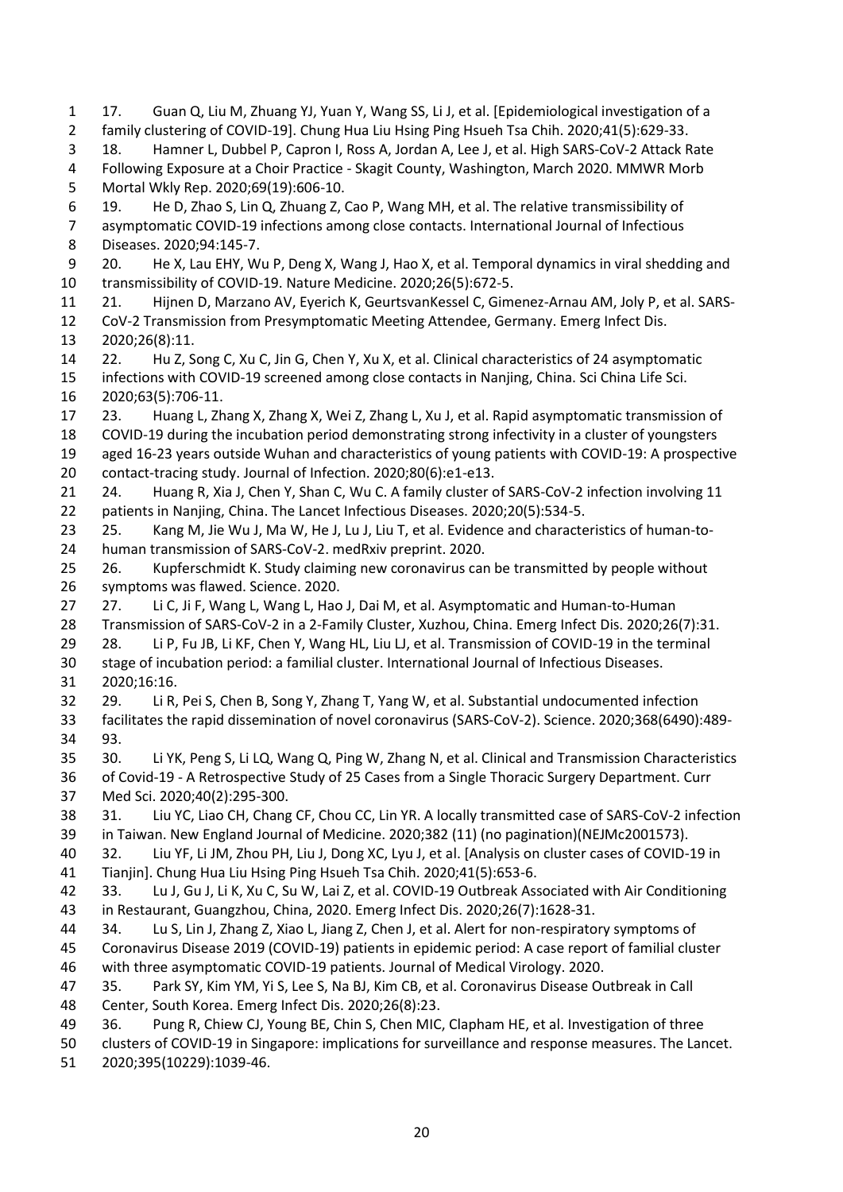17. Guan Q, Liu M, Zhuang YJ, Yuan Y, Wang SS, Li J, et al. [Epidemiological investigation of a family clustering of COVID-19]. Chung Hua Liu Hsing Ping Hsueh Tsa Chih. 2020;41(5):629-33.

18. Hamner L, Dubbel P, Capron I, Ross A, Jordan A, Lee J, et al. High SARS-CoV-2 Attack Rate Following Exposure at a Choir Practice - Skagit County, Washington, March 2020. MMWR Morb Mortal Wkly Rep. 2020;69(19):606-10.

19. He D, Zhao S, Lin Q, Zhuang Z, Cao P, Wang MH, et al. The relative transmissibility of asymptomatic COVID-19 infections among close contacts. International Journal of Infectious Diseases. 2020;94:145-7.

20. He X, Lau EHY, Wu P, Deng X, Wang J, Hao X, et al. Temporal dynamics in viral shedding and transmissibility of COVID-19. Nature Medicine. 2020;26(5):672-5.

21. Hijnen D, Marzano AV, Eyerich K, GeurtsvanKessel C, Gimenez-Arnau AM, Joly P, et al. SARS-CoV-2 Transmission from Presymptomatic Meeting Attendee, Germany. Emerg Infect Dis. 2020;26(8):11.

22. Hu Z, Song C, Xu C, Jin G, Chen Y, Xu X, et al. Clinical characteristics of 24 asymptomatic infections with COVID-19 screened among close contacts in Nanjing, China. Sci China Life Sci. 2020;63(5):706-11.

23. Huang L, Zhang X, Zhang X, Wei Z, Zhang L, Xu J, et al. Rapid asymptomatic transmission of COVID-19 during the incubation period demonstrating strong infectivity in a cluster of youngsters aged 16-23 years outside Wuhan and characteristics of young patients with COVID-19: A prospective contact-tracing study. Journal of Infection. 2020;80(6):e1-e13.

24. Huang R, Xia J, Chen Y, Shan C, Wu C. A family cluster of SARS-CoV-2 infection involving 11 patients in Nanjing, China. The Lancet Infectious Diseases. 2020;20(5):534-5.

25. Kang M, Jie Wu J, Ma W, He J, Lu J, Liu T, et al. Evidence and characteristics of human-to-human transmission of SARS-CoV-2. medRxiv preprint. 2020.

26. Kupferschmidt K. Study claiming new coronavirus can be transmitted by people without symptoms was flawed. Science. 2020.

27. Li C, Ji F, Wang L, Wang L, Hao J, Dai M, et al. Asymptomatic and Human-to-Human Transmission of SARS-CoV-2 in a 2-Family Cluster, Xuzhou, China. Emerg Infect Dis. 2020;26(7):31.

28. Li P, Fu JB, Li KF, Chen Y, Wang HL, Liu LJ, et al. Transmission of COVID-19 in the terminal stage of incubation period: a familial cluster. International Journal of Infectious Diseases. 2020;16:16.

29. Li R, Pei S, Chen B, Song Y, Zhang T, Yang W, et al. Substantial undocumented infection facilitates the rapid dissemination of novel coronavirus (SARS-CoV-2). Science. 2020;368(6490):489-93.

30. Li YK, Peng S, Li LQ, Wang Q, Ping W, Zhang N, et al. Clinical and Transmission Characteristics of Covid-19 - A Retrospective Study of 25 Cases from a Single Thoracic Surgery Department. Curr Med Sci. 2020;40(2):295-300.

31. Liu YC, Liao CH, Chang CF, Chou CC, Lin YR. A locally transmitted case of SARS-CoV-2 infection in Taiwan. New England Journal of Medicine. 2020;382 (11) (no pagination)(NEJMc2001573).

32. Liu YF, Li JM, Zhou PH, Liu J, Dong XC, Lyu J, et al. [Analysis on cluster cases of COVID-19 in Tianjin]. Chung Hua Liu Hsing Ping Hsueh Tsa Chih. 2020;41(5):653-6.

33. Lu J, Gu J, Li K, Xu C, Su W, Lai Z, et al. COVID-19 Outbreak Associated with Air Conditioning in Restaurant, Guangzhou, China, 2020. Emerg Infect Dis. 2020;26(7):1628-31.

34. Lu S, Lin J, Zhang Z, Xiao L, Jiang Z, Chen J, et al. Alert for non-respiratory symptoms of Coronavirus Disease 2019 (COVID-19) patients in epidemic period: A case report of familial cluster with three asymptomatic COVID-19 patients. Journal of Medical Virology. 2020.

35. Park SY, Kim YM, Yi S, Lee S, Na BJ, Kim CB, et al. Coronavirus Disease Outbreak in Call Center, South Korea. Emerg Infect Dis. 2020;26(8):23.

36. Pung R, Chiew CJ, Young BE, Chin S, Chen MIC, Clapham HE, et al. Investigation of three clusters of COVID-19 in Singapore: implications for surveillance and response measures. The Lancet. 2020;395(10229):1039-46.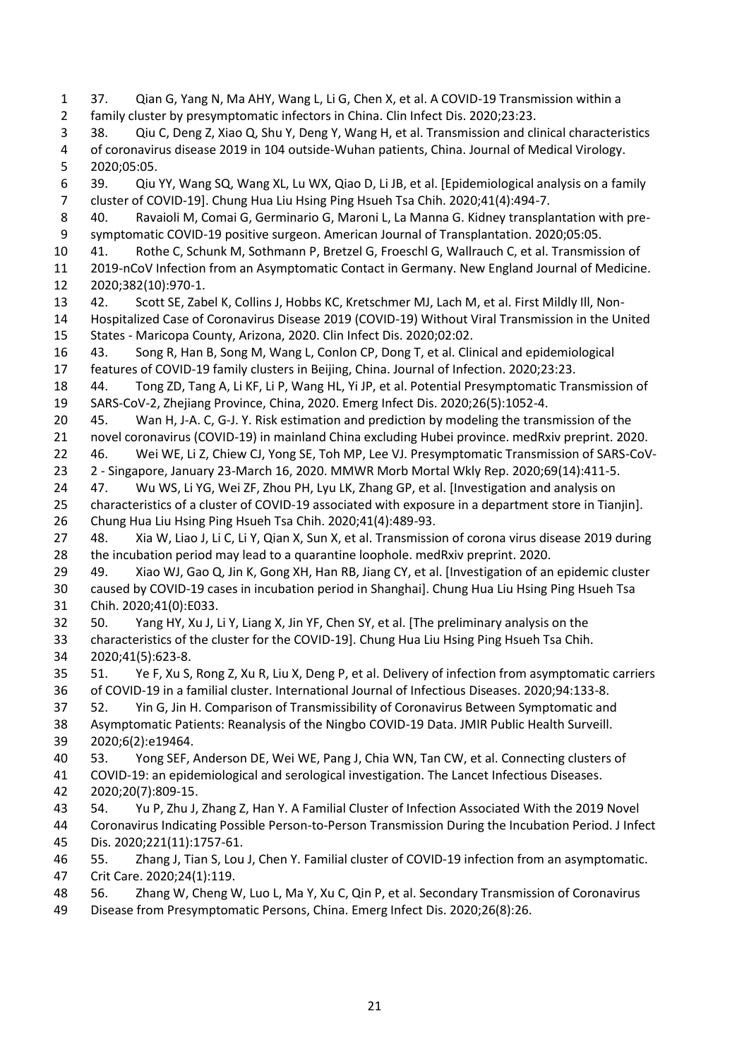37. Qian G, Yang N, Ma AHY, Wang L, Li G, Chen X, et al. A COVID-19 Transmission within a family cluster by presymptomatic infectors in China. Clin Infect Dis. 2020;23:23.

38. Qiu C, Deng Z, Xiao Q, Shu Y, Deng Y, Wang H, et al. Transmission and clinical characteristics of coronavirus disease 2019 in 104 outside-Wuhan patients, China. Journal of Medical Virology. 2020;05:05.

39. Qiu YY, Wang SQ, Wang XL, Lu WX, Qiao D, Li JB, et al. [Epidemiological analysis on a family cluster of COVID-19]. Chung Hua Liu Hsing Ping Hsueh Tsa Chih. 2020;41(4):494-7.

40. Ravaioli M, Comai G, Germinario G, Maroni L, La Manna G. Kidney transplantation with pre-symptomatic COVID-19 positive surgeon. American Journal of Transplantation. 2020;05:05.

41. Rothe C, Schunk M, Sothmann P, Bretzel G, Froeschl G, Wallrauch C, et al. Transmission of 2019-nCoV Infection from an Asymptomatic Contact in Germany. New England Journal of Medicine. 2020;382(10):970-1.

42. Scott SE, Zabel K, Collins J, Hobbs KC, Kretschmer MJ, Lach M, et al. First Mildly Ill, Non-Hospitalized Case of Coronavirus Disease 2019 (COVID-19) Without Viral Transmission in the United States - Maricopa County, Arizona, 2020. Clin Infect Dis. 2020;02:02.

43. Song R, Han B, Song M, Wang L, Conlon CP, Dong T, et al. Clinical and epidemiological features of COVID-19 family clusters in Beijing, China. Journal of Infection. 2020;23:23.

44. Tong ZD, Tang A, Li KF, Li P, Wang HL, Yi JP, et al. Potential Presymptomatic Transmission of SARS-CoV-2, Zhejiang Province, China, 2020. Emerg Infect Dis. 2020;26(5):1052-4.

45. Wan H, J-A. C, G-J. Y. Risk estimation and prediction by modeling the transmission of the novel coronavirus (COVID-19) in mainland China excluding Hubei province. medRxiv preprint. 2020.

46. Wei WE, Li Z, Chiew CJ, Yong SE, Toh MP, Lee VJ. Presymptomatic Transmission of SARS-CoV-2 - Singapore, January 23-March 16, 2020. MMWR Morb Mortal Wkly Rep. 2020;69(14):411-5.

47. Wu WS, Li YG, Wei ZF, Zhou PH, Lyu LK, Zhang GP, et al. [Investigation and analysis on characteristics of a cluster of COVID-19 associated with exposure in a department store in Tianjin]. Chung Hua Liu Hsing Ping Hsueh Tsa Chih. 2020;41(4):489-93.

48. Xia W, Liao J, Li C, Li Y, Qian X, Sun X, et al. Transmission of corona virus disease 2019 during the incubation period may lead to a quarantine loophole. medRxiv preprint. 2020.

49. Xiao WJ, Gao Q, Jin K, Gong XH, Han RB, Jiang CY, et al. [Investigation of an epidemic cluster caused by COVID-19 cases in incubation period in Shanghai]. Chung Hua Liu Hsing Ping Hsueh Tsa Chih. 2020;41(0):E033.

50. Yang HY, Xu J, Li Y, Liang X, Jin YF, Chen SY, et al. [The preliminary analysis on the characteristics of the cluster for the COVID-19]. Chung Hua Liu Hsing Ping Hsueh Tsa Chih. 2020;41(5):623-8.

51. Ye F, Xu S, Rong Z, Xu R, Liu X, Deng P, et al. Delivery of infection from asymptomatic carriers of COVID-19 in a familial cluster. International Journal of Infectious Diseases. 2020;94:133-8.

52. Yin G, Jin H. Comparison of Transmissibility of Coronavirus Between Symptomatic and Asymptomatic Patients: Reanalysis of the Ningbo COVID-19 Data. JMIR Public Health Surveill. 2020;6(2):e19464.

53. Yong SEF, Anderson DE, Wei WE, Pang J, Chia WN, Tan CW, et al. Connecting clusters of COVID-19: an epidemiological and serological investigation. The Lancet Infectious Diseases. 2020;20(7):809-15.

54. Yu P, Zhu J, Zhang Z, Han Y. A Familial Cluster of Infection Associated With the 2019 Novel Coronavirus Indicating Possible Person-to-Person Transmission During the Incubation Period. J Infect Dis. 2020;221(11):1757-61.

55. Zhang J, Tian S, Lou J, Chen Y. Familial cluster of COVID-19 infection from an asymptomatic. Crit Care. 2020;24(1):119.

56. Zhang W, Cheng W, Luo L, Ma Y, Xu C, Qin P, et al. Secondary Transmission of Coronavirus Disease from Presymptomatic Persons, China. Emerg Infect Dis. 2020;26(8):26.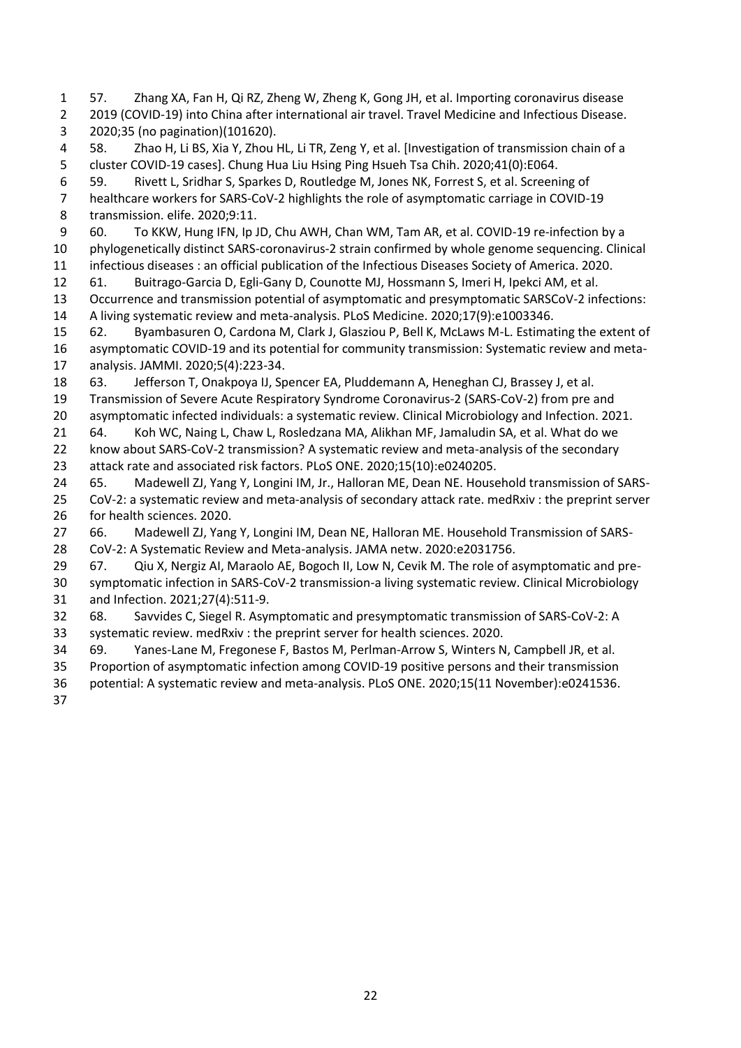57. Zhang XA, Fan H, Qi RZ, Zheng W, Zheng K, Gong JH, et al. Importing coronavirus disease 2019 (COVID-19) into China after international air travel. Travel Medicine and Infectious Disease. 2020;35 (no pagination)(101620).

58. Zhao H, Li BS, Xia Y, Zhou HL, Li TR, Zeng Y, et al. [Investigation of transmission chain of a cluster COVID-19 cases]. Chung Hua Liu Hsing Ping Hsueh Tsa Chih. 2020;41(0):E064.

59. Rivett L, Sridhar S, Sparkes D, Routledge M, Jones NK, Forrest S, et al. Screening of healthcare workers for SARS-CoV-2 highlights the role of asymptomatic carriage in COVID-19 transmission. elife. 2020;9:11.

60. To KKW, Hung IFN, Ip JD, Chu AWH, Chan WM, Tam AR, et al. COVID-19 re-infection by a phylogenetically distinct SARS-coronavirus-2 strain confirmed by whole genome sequencing. Clinical infectious diseases : an official publication of the Infectious Diseases Society of America. 2020.

61. Buitrago-Garcia D, Egli-Gany D, Counotte MJ, Hossmann S, Imeri H, Ipekci AM, et al. Occurrence and transmission potential of asymptomatic and presymptomatic SARSCoV-2 infections: A living systematic review and meta-analysis. PLoS Medicine. 2020;17(9):e1003346.

62. Byambasuren O, Cardona M, Clark J, Glasziou P, Bell K, McLaws M-L. Estimating the extent of asymptomatic COVID-19 and its potential for community transmission: Systematic review and meta-analysis. JAMMI. 2020;5(4):223-34.

63. Jefferson T, Onakpoya IJ, Spencer EA, Pluddemann A, Heneghan CJ, Brassey J, et al. Transmission of Severe Acute Respiratory Syndrome Coronavirus-2 (SARS-CoV-2) from pre and asymptomatic infected individuals: a systematic review. Clinical Microbiology and Infection. 2021.

64. Koh WC, Naing L, Chaw L, Rosledzana MA, Alikhan MF, Jamaludin SA, et al. What do we know about SARS-CoV-2 transmission? A systematic review and meta-analysis of the secondary attack rate and associated risk factors. PLoS ONE. 2020;15(10):e0240205.

65. Madewell ZJ, Yang Y, Longini IM, Jr., Halloran ME, Dean NE. Household transmission of SARS-CoV-2: a systematic review and meta-analysis of secondary attack rate. medRxiv : the preprint server for health sciences. 2020.

66. Madewell ZJ, Yang Y, Longini IM, Dean NE, Halloran ME. Household Transmission of SARS-CoV-2: A Systematic Review and Meta-analysis. JAMA netw. 2020:e2031756.

67. Qiu X, Nergiz AI, Maraolo AE, Bogoch II, Low N, Cevik M. The role of asymptomatic and pre-symptomatic infection in SARS-CoV-2 transmission-a living systematic review. Clinical Microbiology and Infection. 2021;27(4):511-9.

68. Savvides C, Siegel R. Asymptomatic and presymptomatic transmission of SARS-CoV-2: A systematic review. medRxiv : the preprint server for health sciences. 2020.

69. Yanes-Lane M, Fregonese F, Bastos M, Perlman-Arrow S, Winters N, Campbell JR, et al. Proportion of asymptomatic infection among COVID-19 positive persons and their transmission potential: A systematic review and meta-analysis. PLoS ONE. 2020;15(11 November):e0241536.